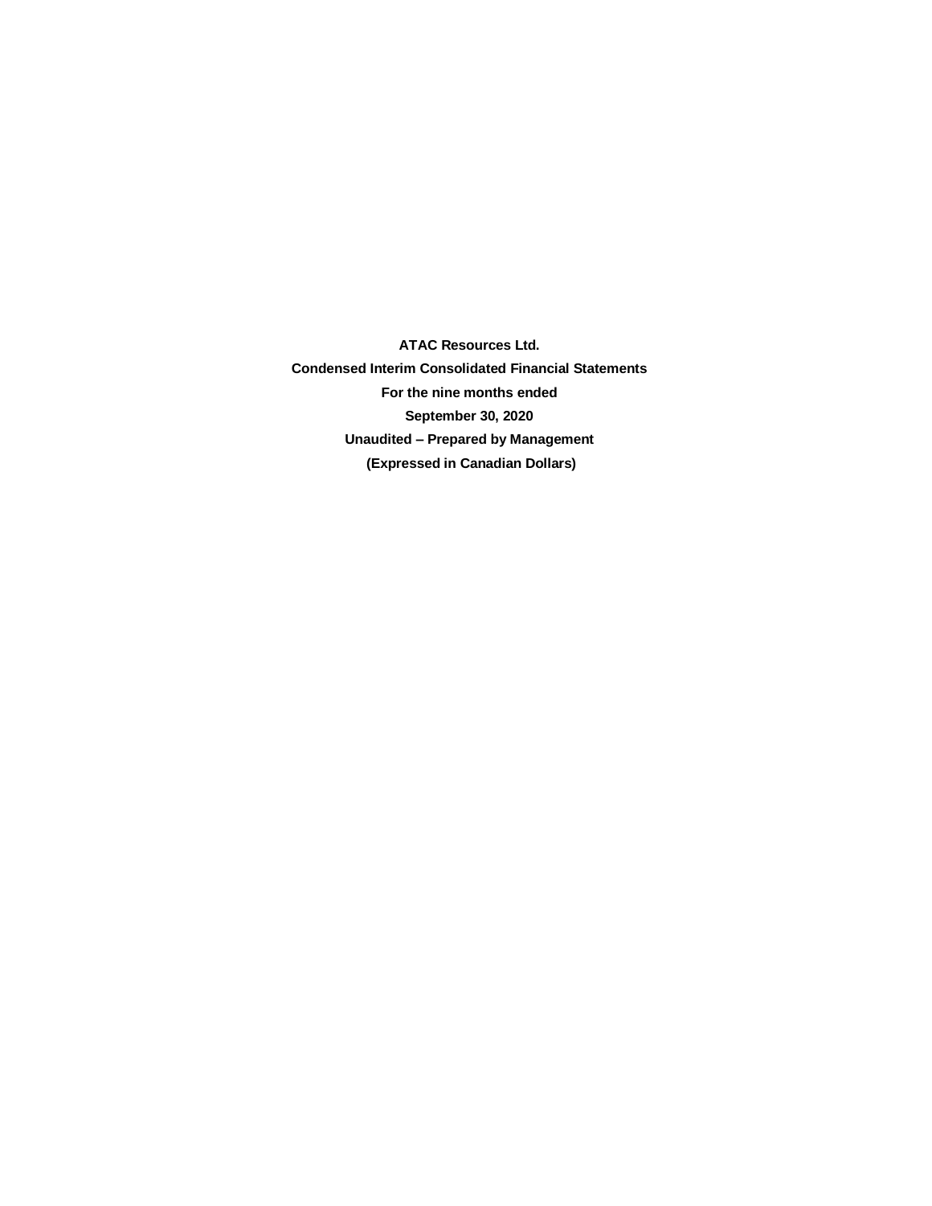**ATAC Resources Ltd.**

**Condensed Interim Consolidated Financial Statements**

**For the nine months ended**

**September 30, 2020**

**Unaudited – Prepared by Management**

**(Expressed in Canadian Dollars)**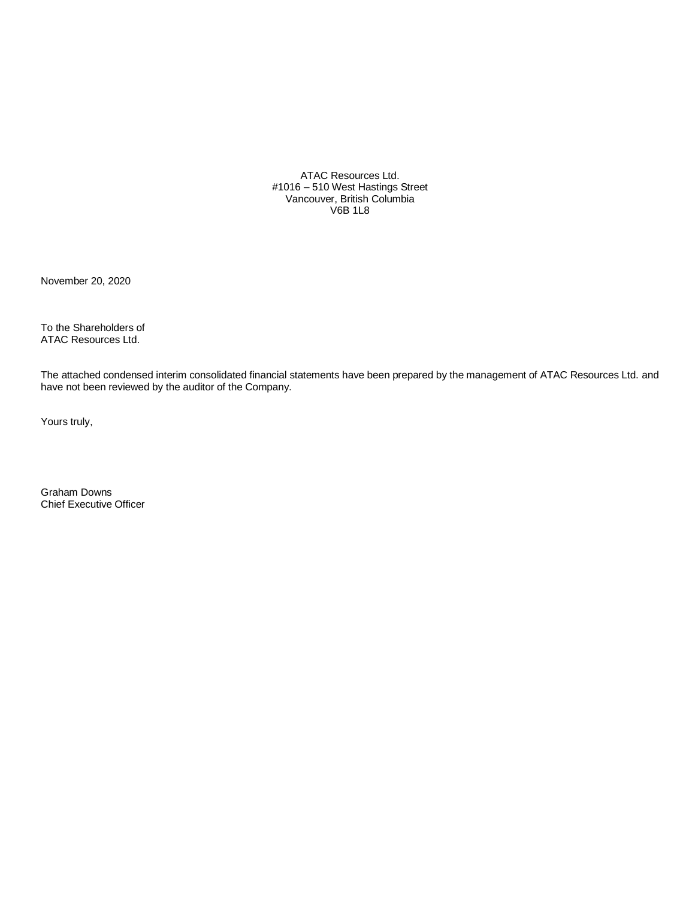ATAC Resources Ltd.
#1016 – 510 West Hastings Street
Vancouver, British Columbia
V6B 1L8

November 20, 2020

To the Shareholders of
ATAC Resources Ltd.

The attached condensed interim consolidated financial statements have been prepared by the management of ATAC Resources Ltd. and have not been reviewed by the auditor of the Company.

Yours truly,

Graham Downs
Chief Executive Officer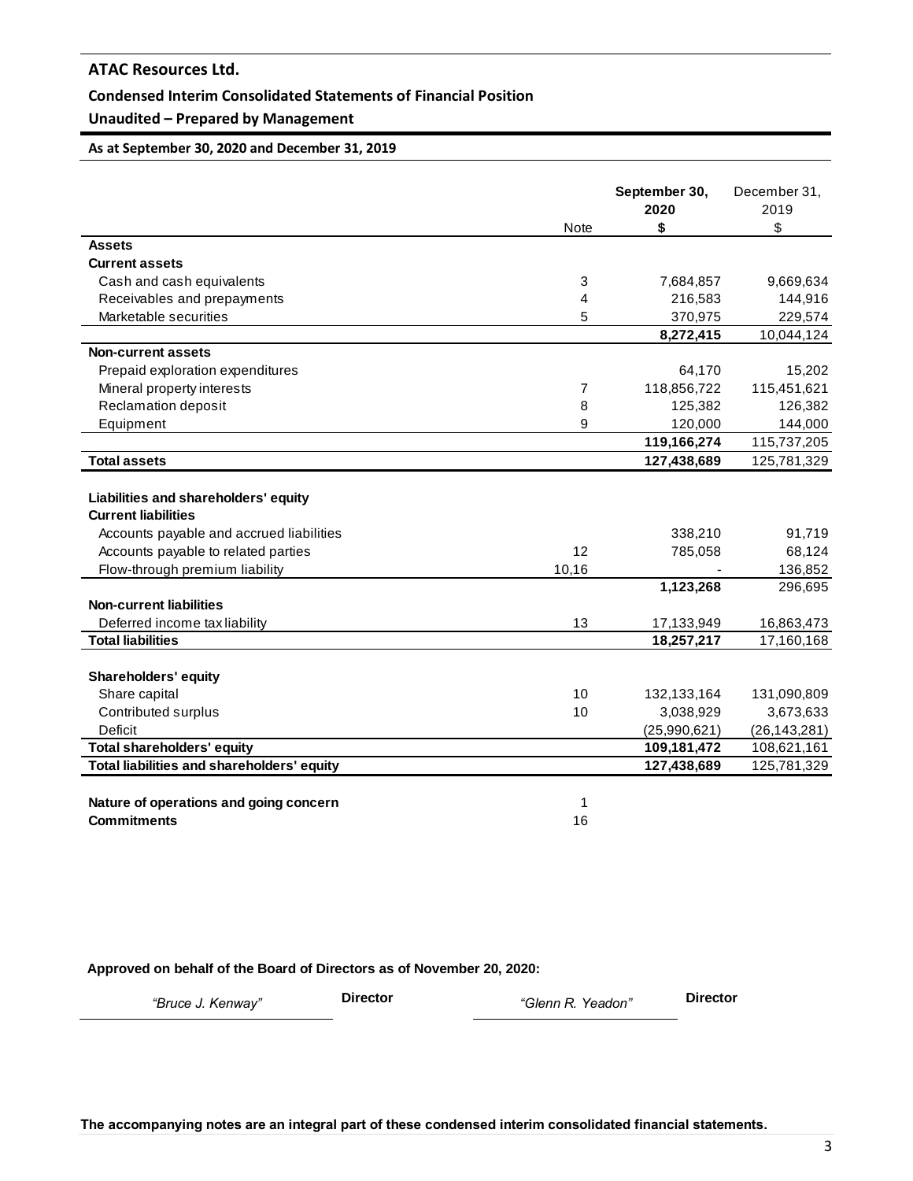**ATAC Resources Ltd.**

**Condensed Interim Consolidated Statements of Financial Position**

**Unaudited – Prepared by Management**

**As at September 30, 2020 and December 31, 2019**

| | Note | September 30, 2020 $ | December 31, 2019 $ |
|---|---|---|---|
| **Assets** | | | |
| **Current assets** | | | |
| Cash and cash equivalents | 3 | 7,684,857 | 9,669,634 |
| Receivables and prepayments | 4 | 216,583 | 144,916 |
| Marketable securities | 5 | 370,975 | 229,574 |
| | | **8,272,415** | 10,044,124 |
| **Non-current assets** | | | |
| Prepaid exploration expenditures | | 64,170 | 15,202 |
| Mineral property interests | 7 | 118,856,722 | 115,451,621 |
| Reclamation deposit | 8 | 125,382 | 126,382 |
| Equipment | 9 | 120,000 | 144,000 |
| | | **119,166,274** | 115,737,205 |
| **Total assets** | | **127,438,689** | 125,781,329 |
| | | | |
| **Liabilities and shareholders' equity** | | | |
| **Current liabilities** | | | |
| Accounts payable and accrued liabilities | | 338,210 | 91,719 |
| Accounts payable to related parties | 12 | 785,058 | 68,124 |
| Flow-through premium liability | 10,16 | - | 136,852 |
| | | **1,123,268** | 296,695 |
| **Non-current liabilities** | | | |
| Deferred income tax liability | 13 | 17,133,949 | 16,863,473 |
| **Total liabilities** | | **18,257,217** | 17,160,168 |
| | | | |
| **Shareholders' equity** | | | |
| Share capital | 10 | 132,133,164 | 131,090,809 |
| Contributed surplus | 10 | 3,038,929 | 3,673,633 |
| Deficit | | (25,990,621) | (26,143,281) |
| **Total shareholders' equity** | | **109,181,472** | 108,621,161 |
| **Total liabilities and shareholders' equity** | | **127,438,689** | 125,781,329 |
| | | | |
| **Nature of operations and going concern** | 1 | | |
| **Commitments** | 16 | | |

**Approved on behalf of the Board of Directors as of November 20, 2020:**

*"Bruce J. Kenway"* **Director** *"Glenn R. Yeadon"* **Director**

**The accompanying notes are an integral part of these condensed interim consolidated financial statements.**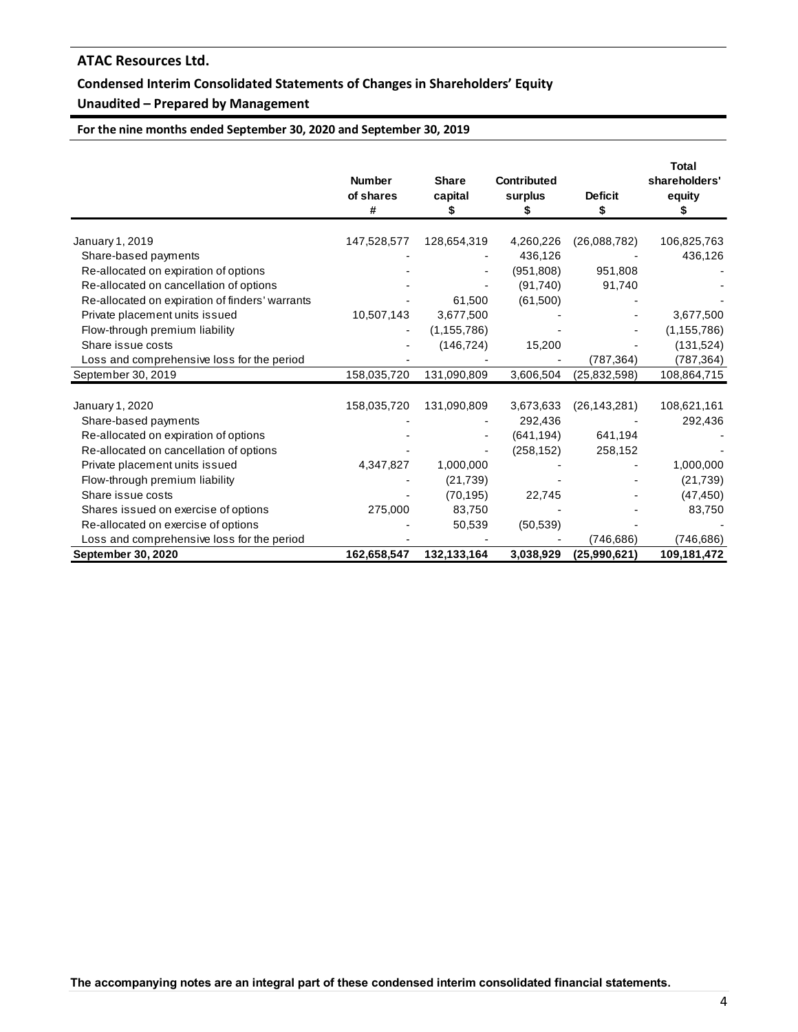## ATAC Resources Ltd.

## Condensed Interim Consolidated Statements of Changes in Shareholders' Equity

## Unaudited – Prepared by Management

**For the nine months ended September 30, 2020 and September 30, 2019**

| | Number of shares # | Share capital $ | Contributed surplus $ | Deficit $ | Total shareholders' equity $ |
|---|---|---|---|---|---|
| January 1, 2019 | 147,528,577 | 128,654,319 | 4,260,226 | (26,088,782) | 106,825,763 |
| Share-based payments | - | - | 436,126 | - | 436,126 |
| Re-allocated on expiration of options | - | - | (951,808) | 951,808 | - |
| Re-allocated on cancellation of options | - | - | (91,740) | 91,740 | - |
| Re-allocated on expiration of finders' warrants | - | 61,500 | (61,500) | - | - |
| Private placement units issued | 10,507,143 | 3,677,500 | - | - | 3,677,500 |
| Flow-through premium liability | - | (1,155,786) | - | - | (1,155,786) |
| Share issue costs | - | (146,724) | 15,200 | - | (131,524) |
| Loss and comprehensive loss for the period | - | - | - | (787,364) | (787,364) |
| September 30, 2019 | 158,035,720 | 131,090,809 | 3,606,504 | (25,832,598) | 108,864,715 |
| | | | | | |
| January 1, 2020 | 158,035,720 | 131,090,809 | 3,673,633 | (26,143,281) | 108,621,161 |
| Share-based payments | - | - | 292,436 | - | 292,436 |
| Re-allocated on expiration of options | - | - | (641,194) | 641,194 | - |
| Re-allocated on cancellation of options | - | - | (258,152) | 258,152 | - |
| Private placement units issued | 4,347,827 | 1,000,000 | - | - | 1,000,000 |
| Flow-through premium liability | - | (21,739) | - | - | (21,739) |
| Share issue costs | - | (70,195) | 22,745 | - | (47,450) |
| Shares issued on exercise of options | 275,000 | 83,750 | - | - | 83,750 |
| Re-allocated on exercise of options | - | 50,539 | (50,539) | - | - |
| Loss and comprehensive loss for the period | - | - | - | (746,686) | (746,686) |
| **September 30, 2020** | **162,658,547** | **132,133,164** | **3,038,929** | **(25,990,621)** | **109,181,472** |

**The accompanying notes are an integral part of these condensed interim consolidated financial statements.**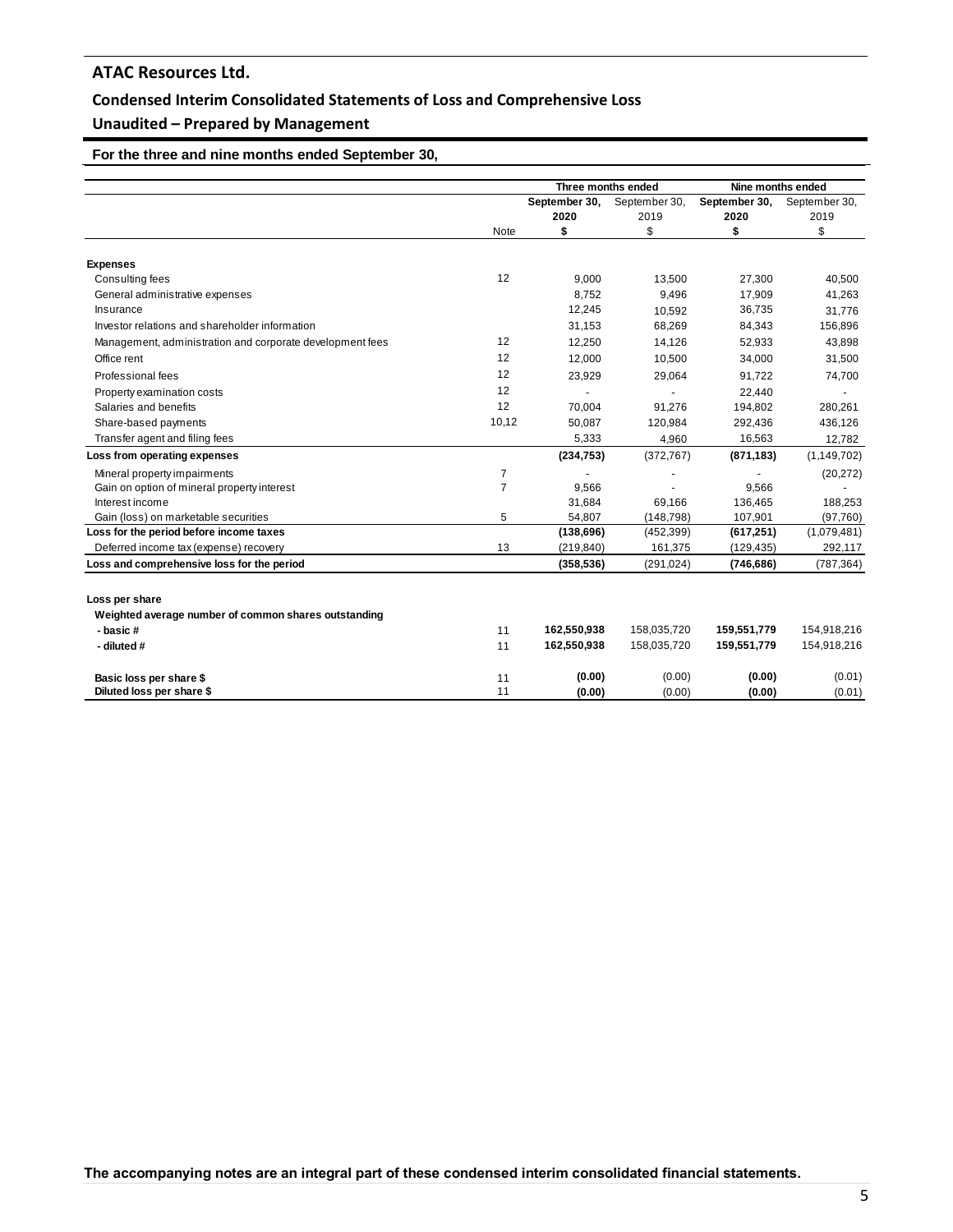# ATAC Resources Ltd.

## Condensed Interim Consolidated Statements of Loss and Comprehensive Loss

## Unaudited – Prepared by Management

**For the three and nine months ended September 30,**

| | | Three months ended | | Nine months ended | |
|---|---|---|---|---|---|
| | | **September 30, 2020** | September 30, 2019 | **September 30, 2020** | September 30, 2019 |
| | Note | **$** | $ | **$** | $ |
| **Expenses** | | | | | |
| Consulting fees | 12 | 9,000 | 13,500 | 27,300 | 40,500 |
| General administrative expenses | | 8,752 | 9,496 | 17,909 | 41,263 |
| Insurance | | 12,245 | 10,592 | 36,735 | 31,776 |
| Investor relations and shareholder information | | 31,153 | 68,269 | 84,343 | 156,896 |
| Management, administration and corporate development fees | 12 | 12,250 | 14,126 | 52,933 | 43,898 |
| Office rent | 12 | 12,000 | 10,500 | 34,000 | 31,500 |
| Professional fees | 12 | 23,929 | 29,064 | 91,722 | 74,700 |
| Property examination costs | 12 | - | - | 22,440 | - |
| Salaries and benefits | 12 | 70,004 | 91,276 | 194,802 | 280,261 |
| Share-based payments | 10,12 | 50,087 | 120,984 | 292,436 | 436,126 |
| Transfer agent and filing fees | | 5,333 | 4,960 | 16,563 | 12,782 |
| **Loss from operating expenses** | | **(234,753)** | (372,767) | **(871,183)** | (1,149,702) |
| Mineral property impairments | 7 | - | - | - | (20,272) |
| Gain on option of mineral property interest | 7 | 9,566 | - | 9,566 | - |
| Interest income | | 31,684 | 69,166 | 136,465 | 188,253 |
| Gain (loss) on marketable securities | 5 | 54,807 | (148,798) | 107,901 | (97,760) |
| **Loss for the period before income taxes** | | **(138,696)** | (452,399) | **(617,251)** | (1,079,481) |
| Deferred income tax (expense) recovery | 13 | (219,840) | 161,375 | (129,435) | 292,117 |
| **Loss and comprehensive loss for the period** | | **(358,536)** | (291,024) | **(746,686)** | (787,364) |
| | | | | | |
| **Loss per share** | | | | | |
| **Weighted average number of common shares outstanding** | | | | | |
| **- basic #** | 11 | **162,550,938** | 158,035,720 | **159,551,779** | 154,918,216 |
| **- diluted #** | 11 | **162,550,938** | 158,035,720 | **159,551,779** | 154,918,216 |
| | | | | | |
| **Basic loss per share $** | 11 | **(0.00)** | (0.00) | **(0.00)** | (0.01) |
| **Diluted loss per share $** | 11 | **(0.00)** | (0.00) | **(0.00)** | (0.01) |

**The accompanying notes are an integral part of these condensed interim consolidated financial statements.**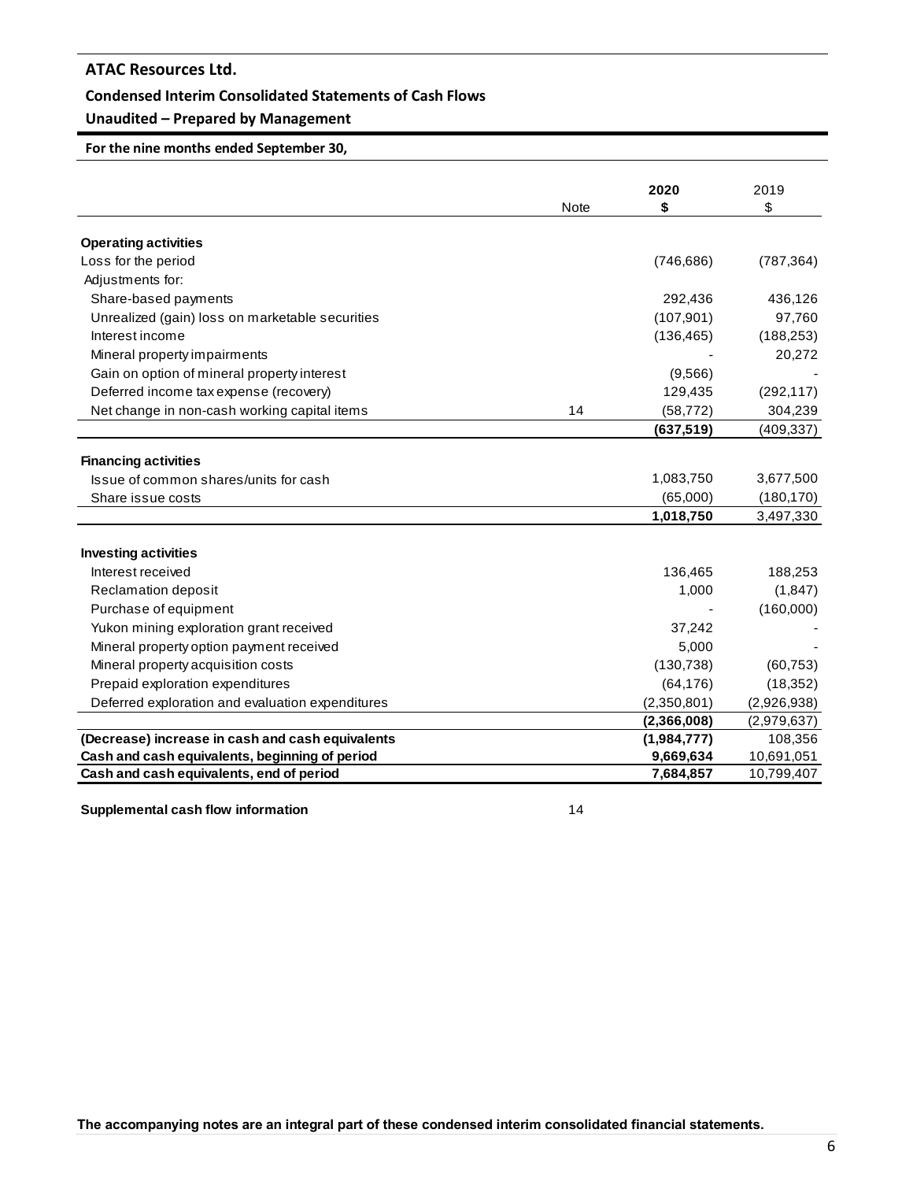## ATAC Resources Ltd.

### Condensed Interim Consolidated Statements of Cash Flows

### Unaudited – Prepared by Management

**For the nine months ended September 30,**

| | Note | **2020 $** | 2019 $ |
|---|---|---|---|
| **Operating activities** | | | |
| Loss for the period | | (746,686) | (787,364) |
| Adjustments for: | | | |
| Share-based payments | | 292,436 | 436,126 |
| Unrealized (gain) loss on marketable securities | | (107,901) | 97,760 |
| Interest income | | (136,465) | (188,253) |
| Mineral property impairments | | - | 20,272 |
| Gain on option of mineral property interest | | (9,566) | - |
| Deferred income tax expense (recovery) | | 129,435 | (292,117) |
| Net change in non-cash working capital items | 14 | (58,772) | 304,239 |
| | | **(637,519)** | (409,337) |
| **Financing activities** | | | |
| Issue of common shares/units for cash | | 1,083,750 | 3,677,500 |
| Share issue costs | | (65,000) | (180,170) |
| | | **1,018,750** | 3,497,330 |
| **Investing activities** | | | |
| Interest received | | 136,465 | 188,253 |
| Reclamation deposit | | 1,000 | (1,847) |
| Purchase of equipment | | - | (160,000) |
| Yukon mining exploration grant received | | 37,242 | - |
| Mineral property option payment received | | 5,000 | - |
| Mineral property acquisition costs | | (130,738) | (60,753) |
| Prepaid exploration expenditures | | (64,176) | (18,352) |
| Deferred exploration and evaluation expenditures | | (2,350,801) | (2,926,938) |
| | | **(2,366,008)** | (2,979,637) |
| **(Decrease) increase in cash and cash equivalents** | | **(1,984,777)** | 108,356 |
| **Cash and cash equivalents, beginning of period** | | **9,669,634** | 10,691,051 |
| **Cash and cash equivalents, end of period** | | **7,684,857** | 10,799,407 |

**Supplemental cash flow information** 14

**The accompanying notes are an integral part of these condensed interim consolidated financial statements.**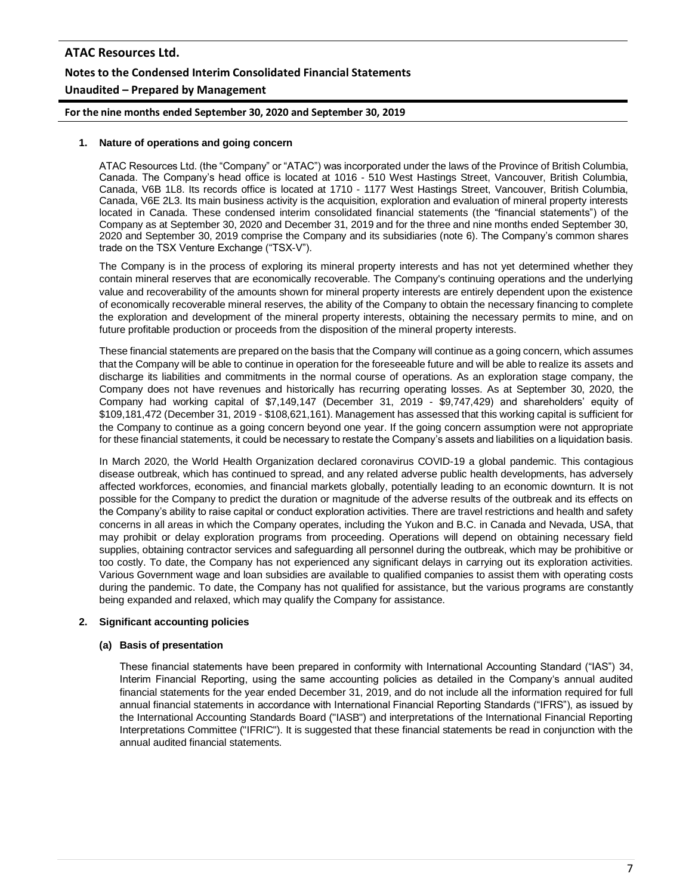## 1. Nature of operations and going concern

ATAC Resources Ltd. (the "Company" or "ATAC") was incorporated under the laws of the Province of British Columbia, Canada. The Company's head office is located at 1016 - 510 West Hastings Street, Vancouver, British Columbia, Canada, V6B 1L8. Its records office is located at 1710 - 1177 West Hastings Street, Vancouver, British Columbia, Canada, V6E 2L3. Its main business activity is the acquisition, exploration and evaluation of mineral property interests located in Canada. These condensed interim consolidated financial statements (the "financial statements") of the Company as at September 30, 2020 and December 31, 2019 and for the three and nine months ended September 30, 2020 and September 30, 2019 comprise the Company and its subsidiaries (note 6). The Company's common shares trade on the TSX Venture Exchange ("TSX-V").

The Company is in the process of exploring its mineral property interests and has not yet determined whether they contain mineral reserves that are economically recoverable. The Company's continuing operations and the underlying value and recoverability of the amounts shown for mineral property interests are entirely dependent upon the existence of economically recoverable mineral reserves, the ability of the Company to obtain the necessary financing to complete the exploration and development of the mineral property interests, obtaining the necessary permits to mine, and on future profitable production or proceeds from the disposition of the mineral property interests.

These financial statements are prepared on the basis that the Company will continue as a going concern, which assumes that the Company will be able to continue in operation for the foreseeable future and will be able to realize its assets and discharge its liabilities and commitments in the normal course of operations. As an exploration stage company, the Company does not have revenues and historically has recurring operating losses. As at September 30, 2020, the Company had working capital of $7,149,147 (December 31, 2019 - $9,747,429) and shareholders' equity of $109,181,472 (December 31, 2019 - $108,621,161). Management has assessed that this working capital is sufficient for the Company to continue as a going concern beyond one year. If the going concern assumption were not appropriate for these financial statements, it could be necessary to restate the Company's assets and liabilities on a liquidation basis.

In March 2020, the World Health Organization declared coronavirus COVID-19 a global pandemic. This contagious disease outbreak, which has continued to spread, and any related adverse public health developments, has adversely affected workforces, economies, and financial markets globally, potentially leading to an economic downturn. It is not possible for the Company to predict the duration or magnitude of the adverse results of the outbreak and its effects on the Company's ability to raise capital or conduct exploration activities. There are travel restrictions and health and safety concerns in all areas in which the Company operates, including the Yukon and B.C. in Canada and Nevada, USA, that may prohibit or delay exploration programs from proceeding. Operations will depend on obtaining necessary field supplies, obtaining contractor services and safeguarding all personnel during the outbreak, which may be prohibitive or too costly. To date, the Company has not experienced any significant delays in carrying out its exploration activities. Various Government wage and loan subsidies are available to qualified companies to assist them with operating costs during the pandemic. To date, the Company has not qualified for assistance, but the various programs are constantly being expanded and relaxed, which may qualify the Company for assistance.

## 2. Significant accounting policies

### (a) Basis of presentation

These financial statements have been prepared in conformity with International Accounting Standard ("IAS") 34, Interim Financial Reporting, using the same accounting policies as detailed in the Company's annual audited financial statements for the year ended December 31, 2019, and do not include all the information required for full annual financial statements in accordance with International Financial Reporting Standards ("IFRS"), as issued by the International Accounting Standards Board ("IASB") and interpretations of the International Financial Reporting Interpretations Committee ("IFRIC"). It is suggested that these financial statements be read in conjunction with the annual audited financial statements.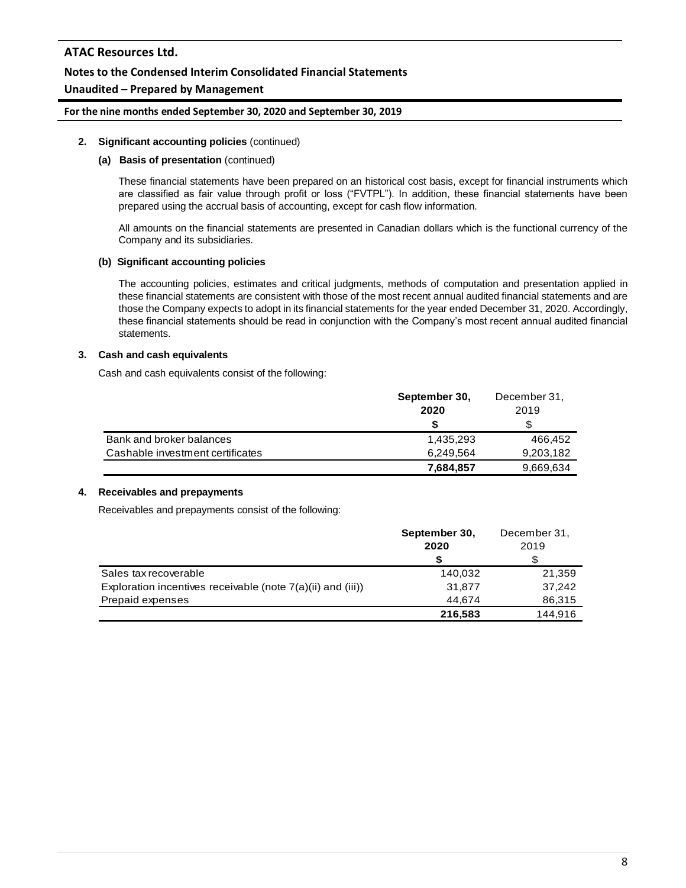**2. Significant accounting policies** (continued)

**(a) Basis of presentation** (continued)

These financial statements have been prepared on an historical cost basis, except for financial instruments which are classified as fair value through profit or loss ("FVTPL"). In addition, these financial statements have been prepared using the accrual basis of accounting, except for cash flow information.

All amounts on the financial statements are presented in Canadian dollars which is the functional currency of the Company and its subsidiaries.

**(b) Significant accounting policies**

The accounting policies, estimates and critical judgments, methods of computation and presentation applied in these financial statements are consistent with those of the most recent annual audited financial statements and are those the Company expects to adopt in its financial statements for the year ended December 31, 2020. Accordingly, these financial statements should be read in conjunction with the Company's most recent annual audited financial statements.

**3. Cash and cash equivalents**

Cash and cash equivalents consist of the following:

| | **September 30, 2020** | December 31, 2019 |
|---|---|---|
| | **$** | $ |
| Bank and broker balances | 1,435,293 | 466,452 |
| Cashable investment certificates | 6,249,564 | 9,203,182 |
| | **7,684,857** | 9,669,634 |

**4. Receivables and prepayments**

Receivables and prepayments consist of the following:

| | **September 30, 2020** | December 31, 2019 |
|---|---|---|
| | **$** | $ |
| Sales tax recoverable | 140,032 | 21,359 |
| Exploration incentives receivable (note 7(a)(ii) and (iii)) | 31,877 | 37,242 |
| Prepaid expenses | 44,674 | 86,315 |
| | **216,583** | 144,916 |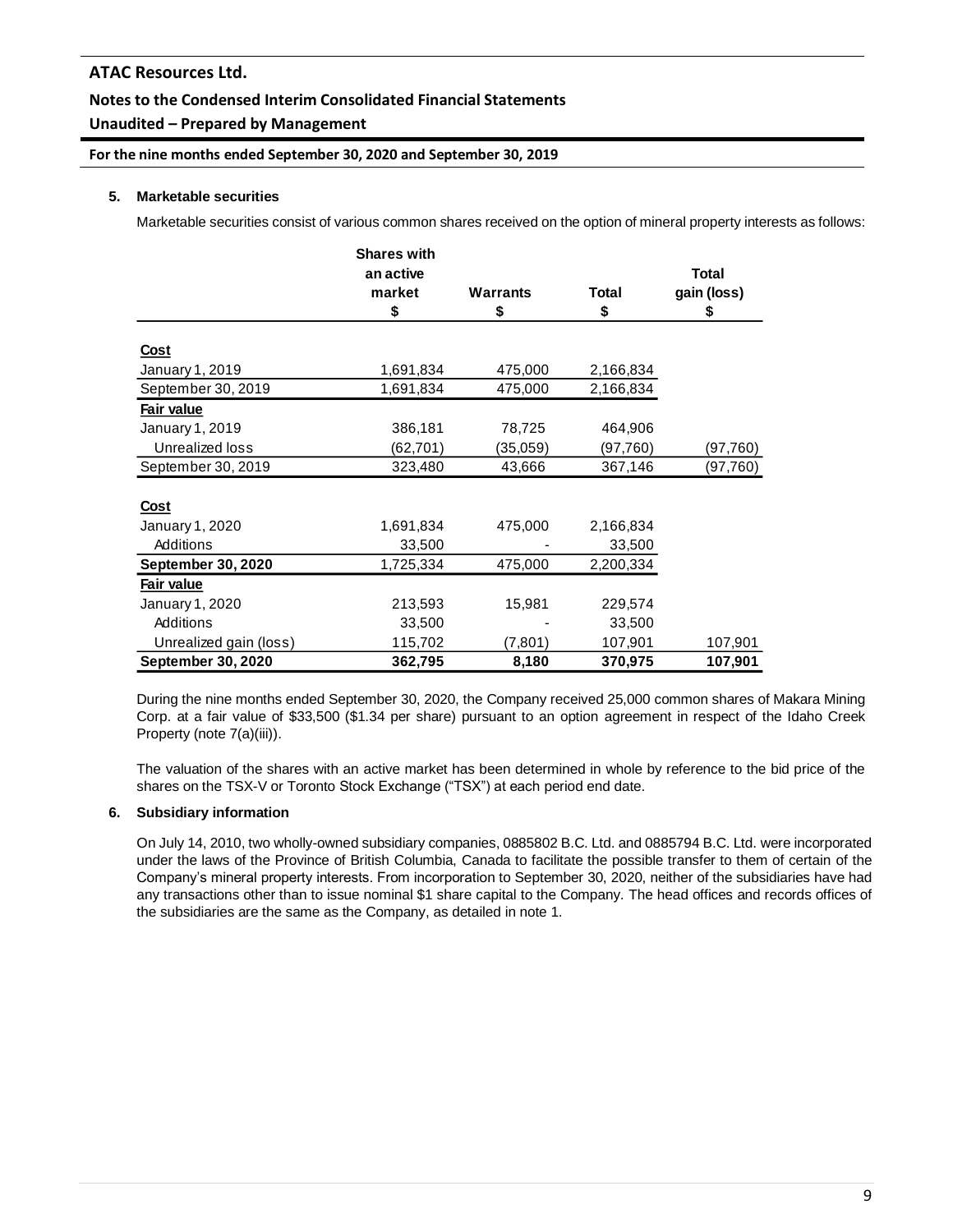## 5. Marketable securities

Marketable securities consist of various common shares received on the option of mineral property interests as follows:

| | Shares with an active market $ | Warrants $ | Total $ | Total gain (loss) $ |
|---|---|---|---|---|
| **Cost** | | | | |
| January 1, 2019 | 1,691,834 | 475,000 | 2,166,834 | |
| September 30, 2019 | 1,691,834 | 475,000 | 2,166,834 | |
| **Fair value** | | | | |
| January 1, 2019 | 386,181 | 78,725 | 464,906 | |
| Unrealized loss | (62,701) | (35,059) | (97,760) | (97,760) |
| September 30, 2019 | 323,480 | 43,666 | 367,146 | (97,760) |
| **Cost** | | | | |
| January 1, 2020 | 1,691,834 | 475,000 | 2,166,834 | |
| Additions | 33,500 | - | 33,500 | |
| **September 30, 2020** | 1,725,334 | 475,000 | 2,200,334 | |
| **Fair value** | | | | |
| January 1, 2020 | 213,593 | 15,981 | 229,574 | |
| Additions | 33,500 | - | 33,500 | |
| Unrealized gain (loss) | 115,702 | (7,801) | 107,901 | 107,901 |
| **September 30, 2020** | **362,795** | **8,180** | **370,975** | **107,901** |

During the nine months ended September 30, 2020, the Company received 25,000 common shares of Makara Mining Corp. at a fair value of $33,500 ($1.34 per share) pursuant to an option agreement in respect of the Idaho Creek Property (note 7(a)(iii)).

The valuation of the shares with an active market has been determined in whole by reference to the bid price of the shares on the TSX-V or Toronto Stock Exchange ("TSX") at each period end date.

## 6. Subsidiary information

On July 14, 2010, two wholly-owned subsidiary companies, 0885802 B.C. Ltd. and 0885794 B.C. Ltd. were incorporated under the laws of the Province of British Columbia, Canada to facilitate the possible transfer to them of certain of the Company's mineral property interests. From incorporation to September 30, 2020, neither of the subsidiaries have had any transactions other than to issue nominal $1 share capital to the Company. The head offices and records offices of the subsidiaries are the same as the Company, as detailed in note 1.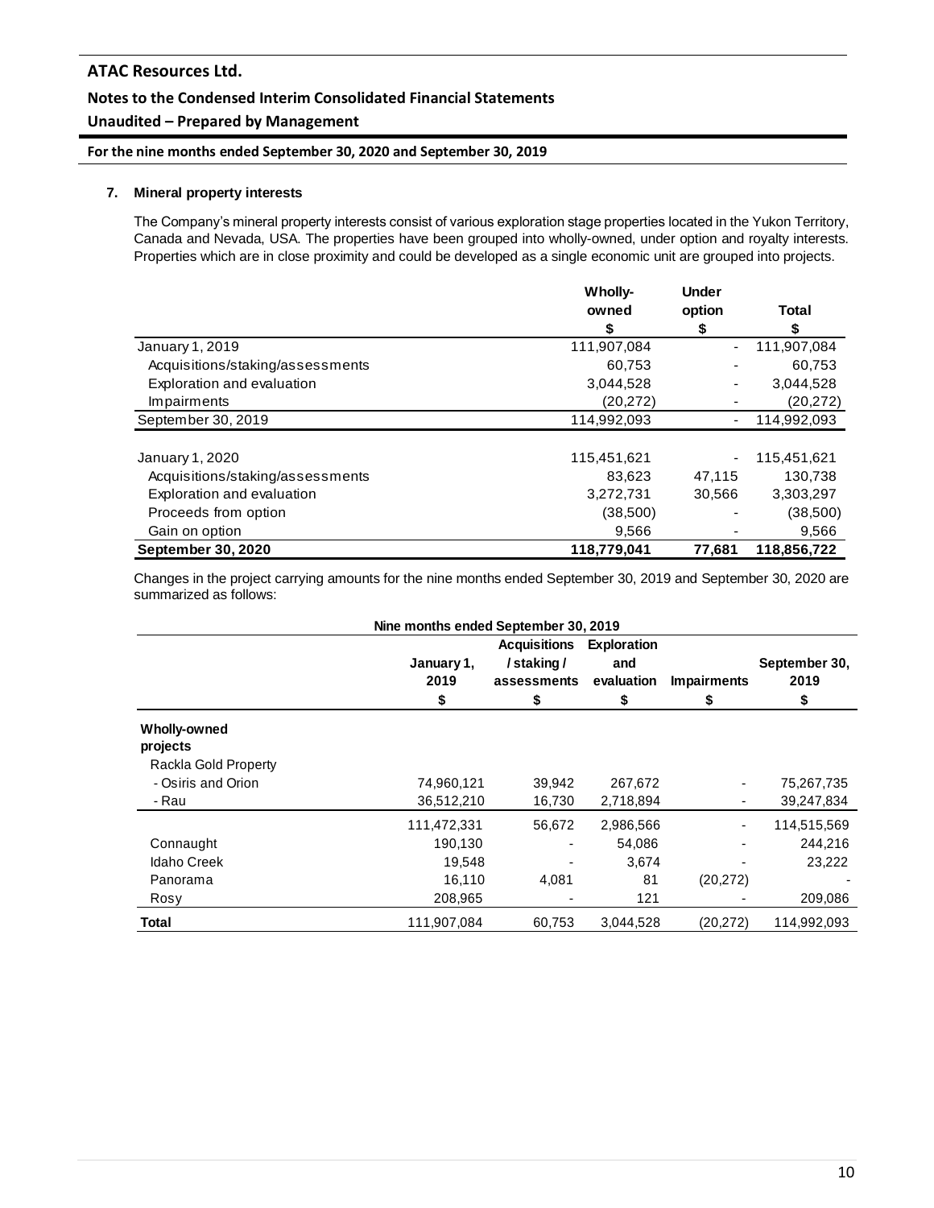# ATAC Resources Ltd.

## Notes to the Condensed Interim Consolidated Financial Statements

## Unaudited – Prepared by Management

**For the nine months ended September 30, 2020 and September 30, 2019**

### 7. Mineral property interests

The Company's mineral property interests consist of various exploration stage properties located in the Yukon Territory, Canada and Nevada, USA. The properties have been grouped into wholly-owned, under option and royalty interests. Properties which are in close proximity and could be developed as a single economic unit are grouped into projects.

| | Wholly-owned<br>$ | Under option<br>$ | Total<br>$ |
|---|---|---|---|
| January 1, 2019 | 111,907,084 | - | 111,907,084 |
| Acquisitions/staking/assessments | 60,753 | - | 60,753 |
| Exploration and evaluation | 3,044,528 | - | 3,044,528 |
| Impairments | (20,272) | - | (20,272) |
| September 30, 2019 | 114,992,093 | - | 114,992,093 |
| | | | |
| January 1, 2020 | 115,451,621 | - | 115,451,621 |
| Acquisitions/staking/assessments | 83,623 | 47,115 | 130,738 |
| Exploration and evaluation | 3,272,731 | 30,566 | 3,303,297 |
| Proceeds from option | (38,500) | - | (38,500) |
| Gain on option | 9,566 | - | 9,566 |
| **September 30, 2020** | **118,779,041** | **77,681** | **118,856,722** |

Changes in the project carrying amounts for the nine months ended September 30, 2019 and September 30, 2020 are summarized as follows:

| Nine months ended September 30, 2019 | | | | | |
|---|---|---|---|---|---|
| | January 1, 2019<br>$ | Acquisitions / staking / assessments<br>$ | Exploration and evaluation<br>$ | Impairments<br>$ | September 30, 2019<br>$ |
| **Wholly-owned projects** | | | | | |
| Rackla Gold Property | | | | | |
| - Osiris and Orion | 74,960,121 | 39,942 | 267,672 | - | 75,267,735 |
| - Rau | 36,512,210 | 16,730 | 2,718,894 | - | 39,247,834 |
| | 111,472,331 | 56,672 | 2,986,566 | - | 114,515,569 |
| Connaught | 190,130 | - | 54,086 | - | 244,216 |
| Idaho Creek | 19,548 | - | 3,674 | - | 23,222 |
| Panorama | 16,110 | 4,081 | 81 | (20,272) | - |
| Rosy | 208,965 | - | 121 | - | 209,086 |
| **Total** | 111,907,084 | 60,753 | 3,044,528 | (20,272) | 114,992,093 |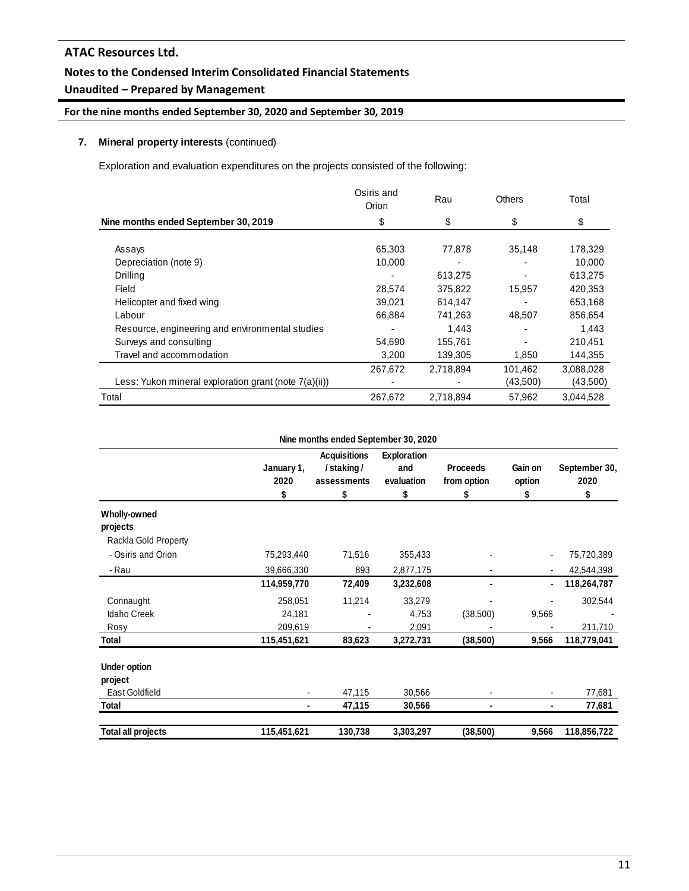**7. Mineral property interests** (continued)

Exploration and evaluation expenditures on the projects consisted of the following:

| Nine months ended September 30, 2019 | Osiris and Orion | Rau | Others | Total |
|---|---|---|---|---|
| | $ | $ | $ | $ |
| Assays | 65,303 | 77,878 | 35,148 | 178,329 |
| Depreciation (note 9) | 10,000 | - | - | 10,000 |
| Drilling | - | 613,275 | - | 613,275 |
| Field | 28,574 | 375,822 | 15,957 | 420,353 |
| Helicopter and fixed wing | 39,021 | 614,147 | - | 653,168 |
| Labour | 66,884 | 741,263 | 48,507 | 856,654 |
| Resource, engineering and environmental studies | - | 1,443 | - | 1,443 |
| Surveys and consulting | 54,690 | 155,761 | - | 210,451 |
| Travel and accommodation | 3,200 | 139,305 | 1,850 | 144,355 |
| | 267,672 | 2,718,894 | 101,462 | 3,088,028 |
| Less: Yukon mineral exploration grant (note 7(a)(ii)) | - | - | (43,500) | (43,500) |
| Total | 267,672 | 2,718,894 | 57,962 | 3,044,528 |

| Nine months ended September 30, 2020 | | | | | | |
|---|---|---|---|---|---|---|
| | January 1, 2020 | Acquisitions / staking / assessments | Exploration and evaluation | Proceeds from option | Gain on option | September 30, 2020 |
| | $ | $ | $ | $ | $ | $ |
| **Wholly-owned projects** | | | | | | |
| Rackla Gold Property | | | | | | |
| - Osiris and Orion | 75,293,440 | 71,516 | 355,433 | - | - | 75,720,389 |
| - Rau | 39,666,330 | 893 | 2,877,175 | - | - | 42,544,398 |
| | **114,959,770** | **72,409** | **3,232,608** | **-** | **-** | **118,264,787** |
| Connaught | 258,051 | 11,214 | 33,279 | - | - | 302,544 |
| Idaho Creek | 24,181 | - | 4,753 | (38,500) | 9,566 | - |
| Rosy | 209,619 | - | 2,091 | - | - | 211,710 |
| **Total** | **115,451,621** | **83,623** | **3,272,731** | **(38,500)** | **9,566** | **118,779,041** |
| **Under option project** | | | | | | |
| East Goldfield | - | 47,115 | 30,566 | - | - | 77,681 |
| **Total** | **-** | **47,115** | **30,566** | **-** | **-** | **77,681** |
| **Total all projects** | **115,451,621** | **130,738** | **3,303,297** | **(38,500)** | **9,566** | **118,856,722** |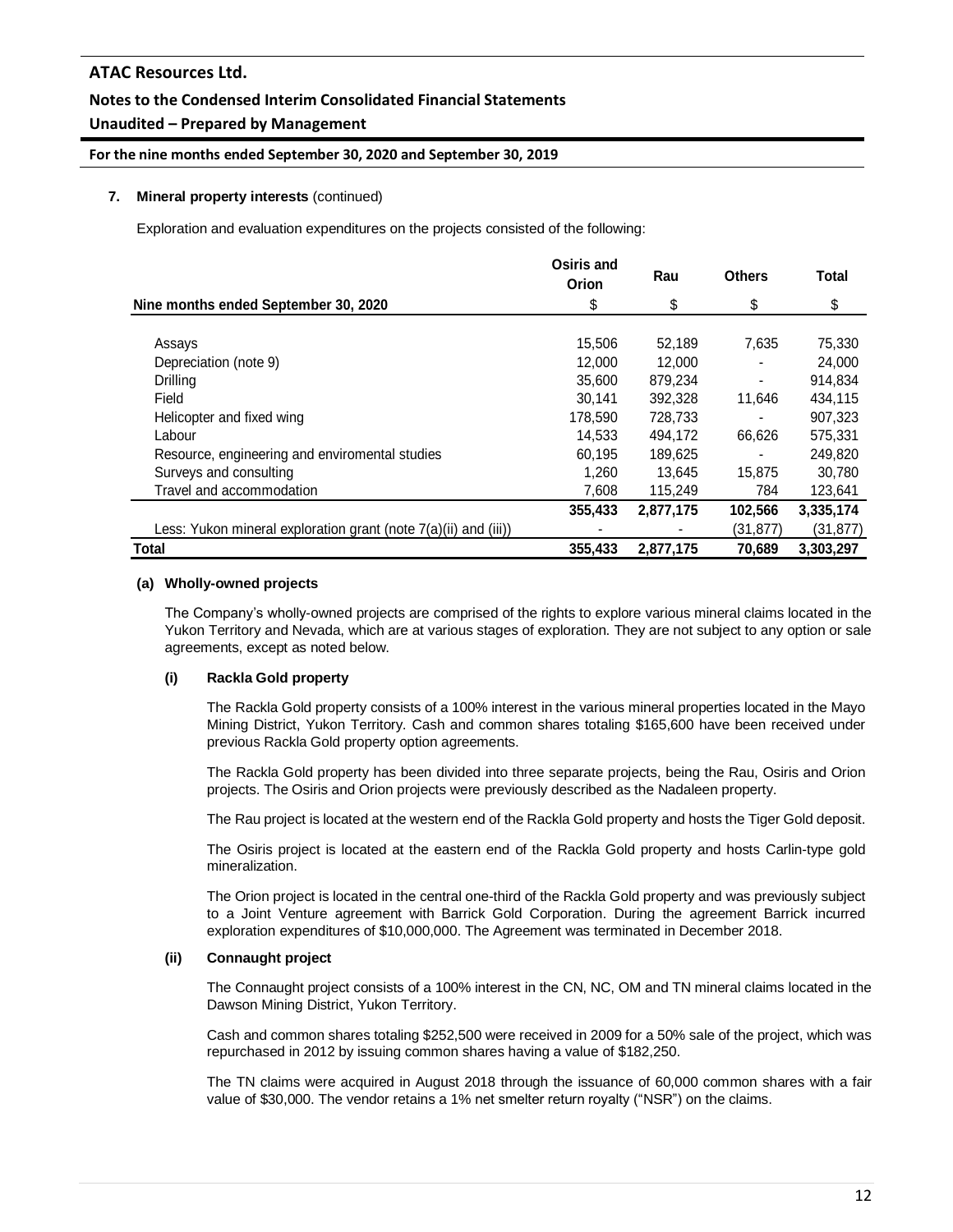**7. Mineral property interests** (continued)

Exploration and evaluation expenditures on the projects consisted of the following:

| Nine months ended September 30, 2020 | Osiris and Orion<br>$ | Rau<br>$ | Others<br>$ | Total<br>$ |
|---|---|---|---|---|
| Assays | 15,506 | 52,189 | 7,635 | 75,330 |
| Depreciation (note 9) | 12,000 | 12,000 | - | 24,000 |
| Drilling | 35,600 | 879,234 | - | 914,834 |
| Field | 30,141 | 392,328 | 11,646 | 434,115 |
| Helicopter and fixed wing | 178,590 | 728,733 | - | 907,323 |
| Labour | 14,533 | 494,172 | 66,626 | 575,331 |
| Resource, engineering and enviromental studies | 60,195 | 189,625 | - | 249,820 |
| Surveys and consulting | 1,260 | 13,645 | 15,875 | 30,780 |
| Travel and accommodation | 7,608 | 115,249 | 784 | 123,641 |
| | 355,433 | 2,877,175 | 102,566 | 3,335,174 |
| Less: Yukon mineral exploration grant (note 7(a)(ii) and (iii)) | - | - | (31,877) | (31,877) |
| **Total** | **355,433** | **2,877,175** | **70,689** | **3,303,297** |

**(a) Wholly-owned projects**

The Company's wholly-owned projects are comprised of the rights to explore various mineral claims located in the Yukon Territory and Nevada, which are at various stages of exploration. They are not subject to any option or sale agreements, except as noted below.

**(i) Rackla Gold property**

The Rackla Gold property consists of a 100% interest in the various mineral properties located in the Mayo Mining District, Yukon Territory. Cash and common shares totaling $165,600 have been received under previous Rackla Gold property option agreements.

The Rackla Gold property has been divided into three separate projects, being the Rau, Osiris and Orion projects. The Osiris and Orion projects were previously described as the Nadaleen property.

The Rau project is located at the western end of the Rackla Gold property and hosts the Tiger Gold deposit.

The Osiris project is located at the eastern end of the Rackla Gold property and hosts Carlin-type gold mineralization.

The Orion project is located in the central one-third of the Rackla Gold property and was previously subject to a Joint Venture agreement with Barrick Gold Corporation. During the agreement Barrick incurred exploration expenditures of $10,000,000. The Agreement was terminated in December 2018.

**(ii) Connaught project**

The Connaught project consists of a 100% interest in the CN, NC, OM and TN mineral claims located in the Dawson Mining District, Yukon Territory.

Cash and common shares totaling $252,500 were received in 2009 for a 50% sale of the project, which was repurchased in 2012 by issuing common shares having a value of $182,250.

The TN claims were acquired in August 2018 through the issuance of 60,000 common shares with a fair value of $30,000. The vendor retains a 1% net smelter return royalty ("NSR") on the claims.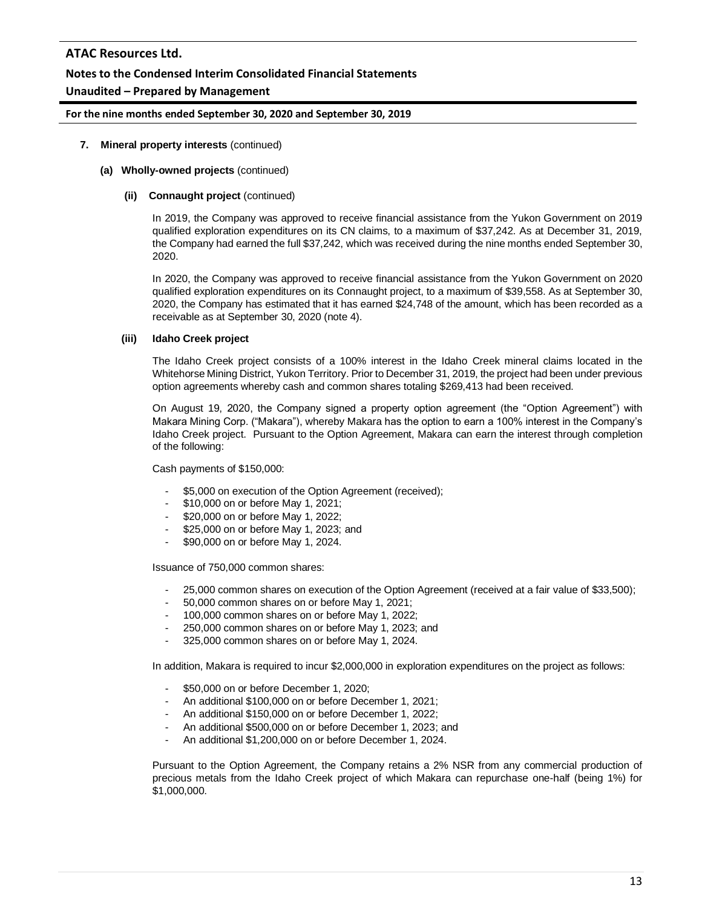**7. Mineral property interests** (continued)

**(a) Wholly-owned projects** (continued)

**(ii) Connaught project** (continued)

In 2019, the Company was approved to receive financial assistance from the Yukon Government on 2019 qualified exploration expenditures on its CN claims, to a maximum of $37,242. As at December 31, 2019, the Company had earned the full $37,242, which was received during the nine months ended September 30, 2020.

In 2020, the Company was approved to receive financial assistance from the Yukon Government on 2020 qualified exploration expenditures on its Connaught project, to a maximum of $39,558. As at September 30, 2020, the Company has estimated that it has earned $24,748 of the amount, which has been recorded as a receivable as at September 30, 2020 (note 4).

**(iii) Idaho Creek project**

The Idaho Creek project consists of a 100% interest in the Idaho Creek mineral claims located in the Whitehorse Mining District, Yukon Territory. Prior to December 31, 2019, the project had been under previous option agreements whereby cash and common shares totaling $269,413 had been received.

On August 19, 2020, the Company signed a property option agreement (the "Option Agreement") with Makara Mining Corp. ("Makara"), whereby Makara has the option to earn a 100% interest in the Company's Idaho Creek project. Pursuant to the Option Agreement, Makara can earn the interest through completion of the following:

Cash payments of $150,000:

- $5,000 on execution of the Option Agreement (received);
- $10,000 on or before May 1, 2021;
- $20,000 on or before May 1, 2022;
- $25,000 on or before May 1, 2023; and
- $90,000 on or before May 1, 2024.

Issuance of 750,000 common shares:

- 25,000 common shares on execution of the Option Agreement (received at a fair value of $33,500);
- 50,000 common shares on or before May 1, 2021;
- 100,000 common shares on or before May 1, 2022;
- 250,000 common shares on or before May 1, 2023; and
- 325,000 common shares on or before May 1, 2024.

In addition, Makara is required to incur $2,000,000 in exploration expenditures on the project as follows:

- $50,000 on or before December 1, 2020;
- An additional $100,000 on or before December 1, 2021;
- An additional $150,000 on or before December 1, 2022;
- An additional $500,000 on or before December 1, 2023; and
- An additional $1,200,000 on or before December 1, 2024.

Pursuant to the Option Agreement, the Company retains a 2% NSR from any commercial production of precious metals from the Idaho Creek project of which Makara can repurchase one-half (being 1%) for $1,000,000.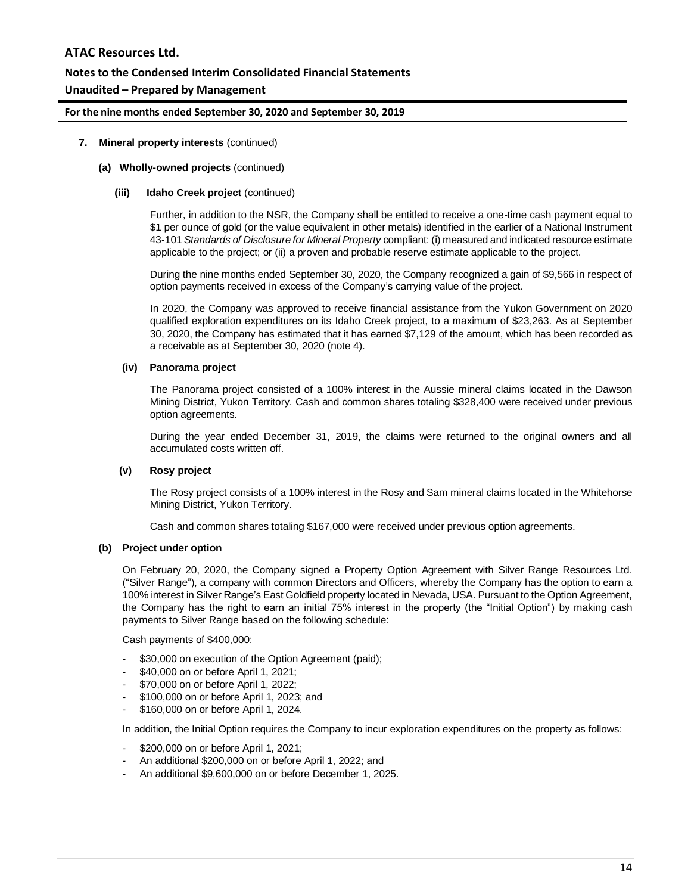**7. Mineral property interests** (continued)

**(a) Wholly-owned projects** (continued)

**(iii) Idaho Creek project** (continued)

Further, in addition to the NSR, the Company shall be entitled to receive a one-time cash payment equal to \$1 per ounce of gold (or the value equivalent in other metals) identified in the earlier of a National Instrument 43-101 *Standards of Disclosure for Mineral Property* compliant: (i) measured and indicated resource estimate applicable to the project; or (ii) a proven and probable reserve estimate applicable to the project.

During the nine months ended September 30, 2020, the Company recognized a gain of \$9,566 in respect of option payments received in excess of the Company's carrying value of the project.

In 2020, the Company was approved to receive financial assistance from the Yukon Government on 2020 qualified exploration expenditures on its Idaho Creek project, to a maximum of \$23,263. As at September 30, 2020, the Company has estimated that it has earned \$7,129 of the amount, which has been recorded as a receivable as at September 30, 2020 (note 4).

**(iv) Panorama project**

The Panorama project consisted of a 100% interest in the Aussie mineral claims located in the Dawson Mining District, Yukon Territory. Cash and common shares totaling \$328,400 were received under previous option agreements.

During the year ended December 31, 2019, the claims were returned to the original owners and all accumulated costs written off.

**(v) Rosy project**

The Rosy project consists of a 100% interest in the Rosy and Sam mineral claims located in the Whitehorse Mining District, Yukon Territory.

Cash and common shares totaling \$167,000 were received under previous option agreements.

**(b) Project under option**

On February 20, 2020, the Company signed a Property Option Agreement with Silver Range Resources Ltd. ("Silver Range"), a company with common Directors and Officers, whereby the Company has the option to earn a 100% interest in Silver Range's East Goldfield property located in Nevada, USA. Pursuant to the Option Agreement, the Company has the right to earn an initial 75% interest in the property (the "Initial Option") by making cash payments to Silver Range based on the following schedule:

Cash payments of \$400,000:

- \$30,000 on execution of the Option Agreement (paid);
- \$40,000 on or before April 1, 2021;
- \$70,000 on or before April 1, 2022;
- \$100,000 on or before April 1, 2023; and
- \$160,000 on or before April 1, 2024.

In addition, the Initial Option requires the Company to incur exploration expenditures on the property as follows:

- \$200,000 on or before April 1, 2021;
- An additional \$200,000 on or before April 1, 2022; and
- An additional \$9,600,000 on or before December 1, 2025.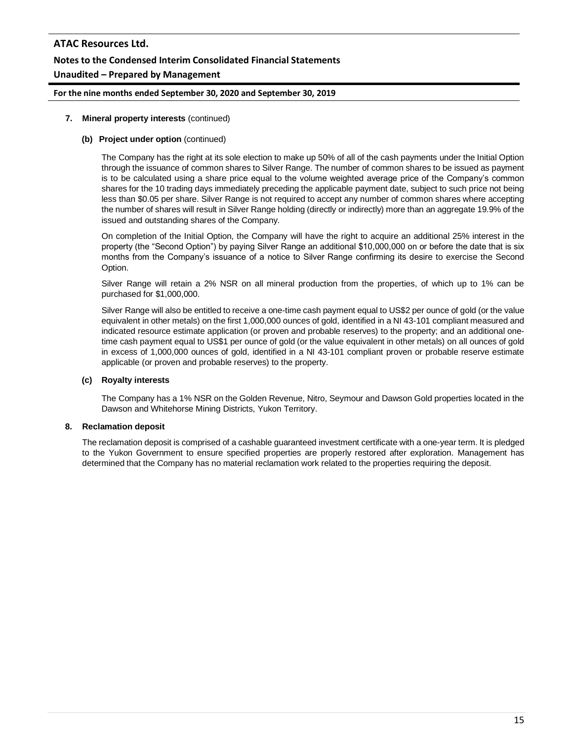**7. Mineral property interests** (continued)

**(b) Project under option** (continued)

The Company has the right at its sole election to make up 50% of all of the cash payments under the Initial Option through the issuance of common shares to Silver Range. The number of common shares to be issued as payment is to be calculated using a share price equal to the volume weighted average price of the Company's common shares for the 10 trading days immediately preceding the applicable payment date, subject to such price not being less than $0.05 per share. Silver Range is not required to accept any number of common shares where accepting the number of shares will result in Silver Range holding (directly or indirectly) more than an aggregate 19.9% of the issued and outstanding shares of the Company.

On completion of the Initial Option, the Company will have the right to acquire an additional 25% interest in the property (the "Second Option") by paying Silver Range an additional $10,000,000 on or before the date that is six months from the Company's issuance of a notice to Silver Range confirming its desire to exercise the Second Option.

Silver Range will retain a 2% NSR on all mineral production from the properties, of which up to 1% can be purchased for $1,000,000.

Silver Range will also be entitled to receive a one-time cash payment equal to US$2 per ounce of gold (or the value equivalent in other metals) on the first 1,000,000 ounces of gold, identified in a NI 43-101 compliant measured and indicated resource estimate application (or proven and probable reserves) to the property; and an additional one-time cash payment equal to US$1 per ounce of gold (or the value equivalent in other metals) on all ounces of gold in excess of 1,000,000 ounces of gold, identified in a NI 43-101 compliant proven or probable reserve estimate applicable (or proven and probable reserves) to the property.

**(c) Royalty interests**

The Company has a 1% NSR on the Golden Revenue, Nitro, Seymour and Dawson Gold properties located in the Dawson and Whitehorse Mining Districts, Yukon Territory.

**8. Reclamation deposit**

The reclamation deposit is comprised of a cashable guaranteed investment certificate with a one-year term. It is pledged to the Yukon Government to ensure specified properties are properly restored after exploration. Management has determined that the Company has no material reclamation work related to the properties requiring the deposit.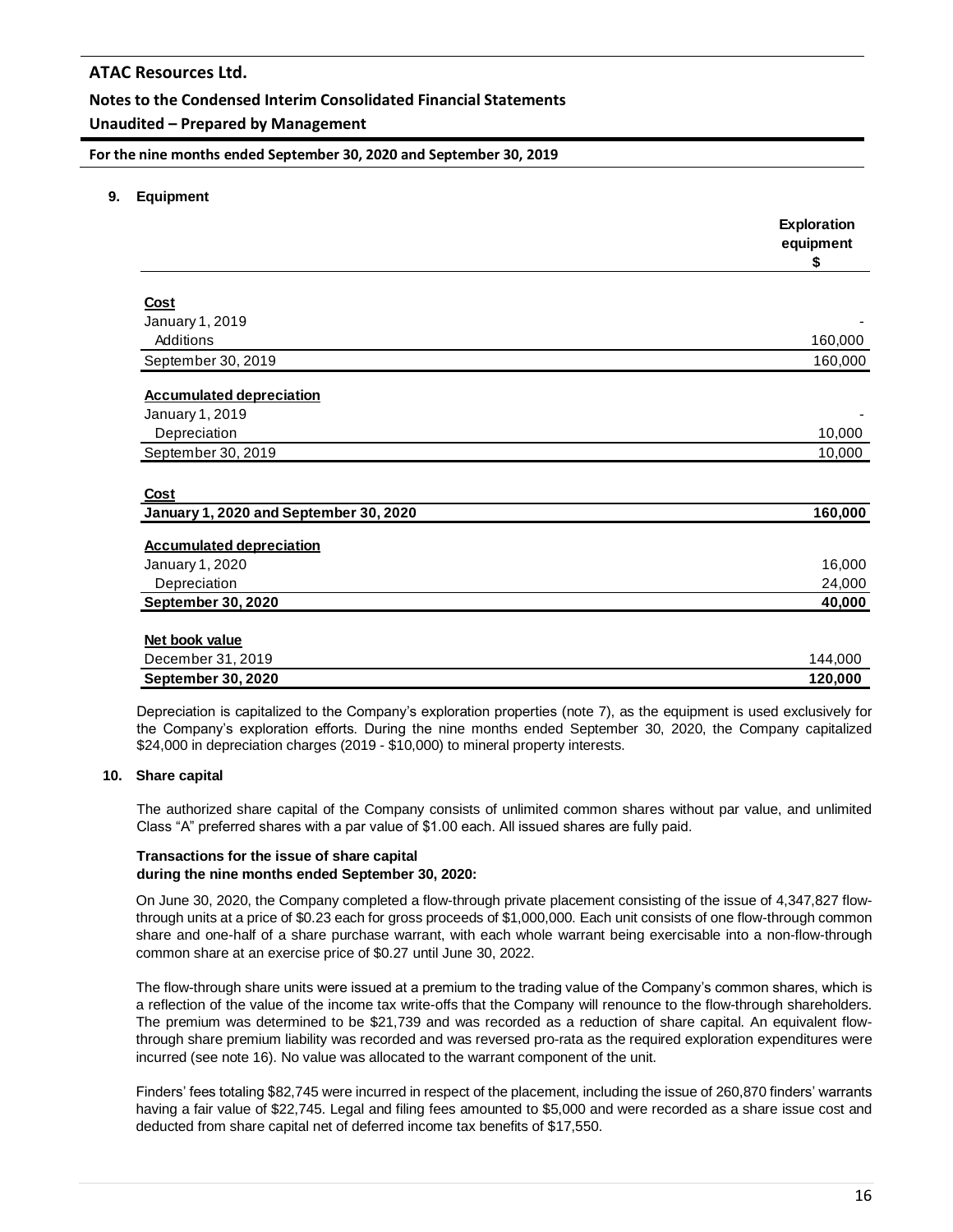## 9. Equipment

| | Exploration equipment $ |
|---|---|
| **Cost** | |
| January 1, 2019 | - |
| Additions | 160,000 |
| September 30, 2019 | 160,000 |
| **Accumulated depreciation** | |
| January 1, 2019 | - |
| Depreciation | 10,000 |
| September 30, 2019 | 10,000 |
| **Cost** | |
| **January 1, 2020 and September 30, 2020** | **160,000** |
| **Accumulated depreciation** | |
| January 1, 2020 | 16,000 |
| Depreciation | 24,000 |
| **September 30, 2020** | **40,000** |
| **Net book value** | |
| December 31, 2019 | 144,000 |
| **September 30, 2020** | **120,000** |

Depreciation is capitalized to the Company's exploration properties (note 7), as the equipment is used exclusively for the Company's exploration efforts. During the nine months ended September 30, 2020, the Company capitalized $24,000 in depreciation charges (2019 - $10,000) to mineral property interests.

## 10. Share capital

The authorized share capital of the Company consists of unlimited common shares without par value, and unlimited Class "A" preferred shares with a par value of $1.00 each. All issued shares are fully paid.

**Transactions for the issue of share capital during the nine months ended September 30, 2020:**

On June 30, 2020, the Company completed a flow-through private placement consisting of the issue of 4,347,827 flow-through units at a price of $0.23 each for gross proceeds of $1,000,000. Each unit consists of one flow-through common share and one-half of a share purchase warrant, with each whole warrant being exercisable into a non-flow-through common share at an exercise price of $0.27 until June 30, 2022.

The flow-through share units were issued at a premium to the trading value of the Company's common shares, which is a reflection of the value of the income tax write-offs that the Company will renounce to the flow-through shareholders. The premium was determined to be $21,739 and was recorded as a reduction of share capital. An equivalent flow-through share premium liability was recorded and was reversed pro-rata as the required exploration expenditures were incurred (see note 16). No value was allocated to the warrant component of the unit.

Finders' fees totaling $82,745 were incurred in respect of the placement, including the issue of 260,870 finders' warrants having a fair value of $22,745. Legal and filing fees amounted to $5,000 and were recorded as a share issue cost and deducted from share capital net of deferred income tax benefits of $17,550.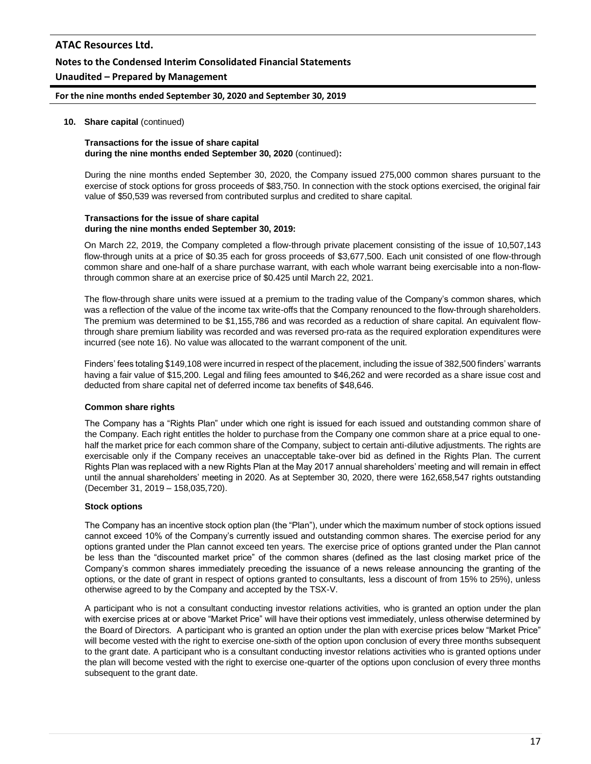**10. Share capital** (continued)

**Transactions for the issue of share capital during the nine months ended September 30, 2020** (continued)**:**

During the nine months ended September 30, 2020, the Company issued 275,000 common shares pursuant to the exercise of stock options for gross proceeds of $83,750. In connection with the stock options exercised, the original fair value of $50,539 was reversed from contributed surplus and credited to share capital.

**Transactions for the issue of share capital during the nine months ended September 30, 2019:**

On March 22, 2019, the Company completed a flow-through private placement consisting of the issue of 10,507,143 flow-through units at a price of $0.35 each for gross proceeds of $3,677,500. Each unit consisted of one flow-through common share and one-half of a share purchase warrant, with each whole warrant being exercisable into a non-flow-through common share at an exercise price of $0.425 until March 22, 2021.

The flow-through share units were issued at a premium to the trading value of the Company's common shares, which was a reflection of the value of the income tax write-offs that the Company renounced to the flow-through shareholders. The premium was determined to be $1,155,786 and was recorded as a reduction of share capital. An equivalent flow-through share premium liability was recorded and was reversed pro-rata as the required exploration expenditures were incurred (see note 16). No value was allocated to the warrant component of the unit.

Finders' fees totaling $149,108 were incurred in respect of the placement, including the issue of 382,500 finders' warrants having a fair value of $15,200. Legal and filing fees amounted to $46,262 and were recorded as a share issue cost and deducted from share capital net of deferred income tax benefits of $48,646.

**Common share rights**

The Company has a "Rights Plan" under which one right is issued for each issued and outstanding common share of the Company. Each right entitles the holder to purchase from the Company one common share at a price equal to one-half the market price for each common share of the Company, subject to certain anti-dilutive adjustments. The rights are exercisable only if the Company receives an unacceptable take-over bid as defined in the Rights Plan. The current Rights Plan was replaced with a new Rights Plan at the May 2017 annual shareholders' meeting and will remain in effect until the annual shareholders' meeting in 2020. As at September 30, 2020, there were 162,658,547 rights outstanding (December 31, 2019 – 158,035,720).

**Stock options**

The Company has an incentive stock option plan (the "Plan"), under which the maximum number of stock options issued cannot exceed 10% of the Company's currently issued and outstanding common shares. The exercise period for any options granted under the Plan cannot exceed ten years. The exercise price of options granted under the Plan cannot be less than the "discounted market price" of the common shares (defined as the last closing market price of the Company's common shares immediately preceding the issuance of a news release announcing the granting of the options, or the date of grant in respect of options granted to consultants, less a discount of from 15% to 25%), unless otherwise agreed to by the Company and accepted by the TSX-V.

A participant who is not a consultant conducting investor relations activities, who is granted an option under the plan with exercise prices at or above "Market Price" will have their options vest immediately, unless otherwise determined by the Board of Directors. A participant who is granted an option under the plan with exercise prices below "Market Price" will become vested with the right to exercise one-sixth of the option upon conclusion of every three months subsequent to the grant date. A participant who is a consultant conducting investor relations activities who is granted options under the plan will become vested with the right to exercise one-quarter of the options upon conclusion of every three months subsequent to the grant date.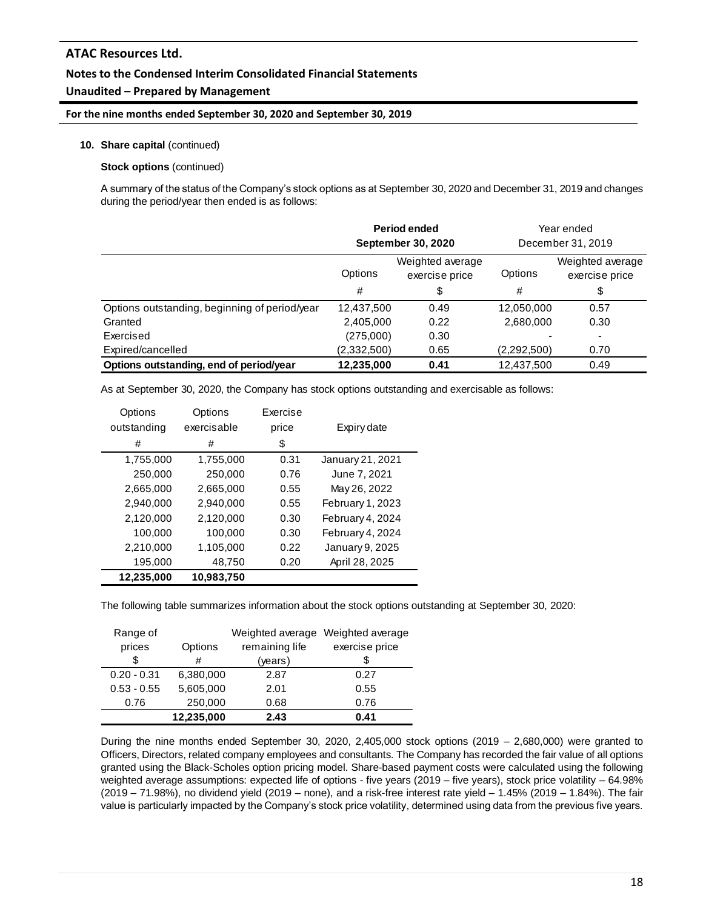**10. Share capital** (continued)

**Stock options** (continued)

A summary of the status of the Company's stock options as at September 30, 2020 and December 31, 2019 and changes during the period/year then ended is as follows:

| | **Period ended September 30, 2020** | | Year ended December 31, 2019 | |
|---|---|---|---|---|
| | Options | Weighted average exercise price | Options | Weighted average exercise price |
| | # | $ | # | $ |
| Options outstanding, beginning of period/year | 12,437,500 | 0.49 | 12,050,000 | 0.57 |
| Granted | 2,405,000 | 0.22 | 2,680,000 | 0.30 |
| Exercised | (275,000) | 0.30 | - | - |
| Expired/cancelled | (2,332,500) | 0.65 | (2,292,500) | 0.70 |
| **Options outstanding, end of period/year** | **12,235,000** | **0.41** | 12,437,500 | 0.49 |

As at September 30, 2020, the Company has stock options outstanding and exercisable as follows:

| Options outstanding | Options exercisable | Exercise price | Expiry date |
|---|---|---|---|
| # | # | $ | |
| 1,755,000 | 1,755,000 | 0.31 | January 21, 2021 |
| 250,000 | 250,000 | 0.76 | June 7, 2021 |
| 2,665,000 | 2,665,000 | 0.55 | May 26, 2022 |
| 2,940,000 | 2,940,000 | 0.55 | February 1, 2023 |
| 2,120,000 | 2,120,000 | 0.30 | February 4, 2024 |
| 100,000 | 100,000 | 0.30 | February 4, 2024 |
| 2,210,000 | 1,105,000 | 0.22 | January 9, 2025 |
| 195,000 | 48,750 | 0.20 | April 28, 2025 |
| **12,235,000** | **10,983,750** | | |

The following table summarizes information about the stock options outstanding at September 30, 2020:

| Range of prices | Options | Weighted average remaining life | Weighted average exercise price |
|---|---|---|---|
| $ | # | (years) | $ |
| 0.20 - 0.31 | 6,380,000 | 2.87 | 0.27 |
| 0.53 - 0.55 | 5,605,000 | 2.01 | 0.55 |
| 0.76 | 250,000 | 0.68 | 0.76 |
| | **12,235,000** | **2.43** | **0.41** |

During the nine months ended September 30, 2020, 2,405,000 stock options (2019 – 2,680,000) were granted to Officers, Directors, related company employees and consultants. The Company has recorded the fair value of all options granted using the Black-Scholes option pricing model. Share-based payment costs were calculated using the following weighted average assumptions: expected life of options - five years (2019 – five years), stock price volatility – 64.98% (2019 – 71.98%), no dividend yield (2019 – none), and a risk-free interest rate yield – 1.45% (2019 – 1.84%). The fair value is particularly impacted by the Company's stock price volatility, determined using data from the previous five years.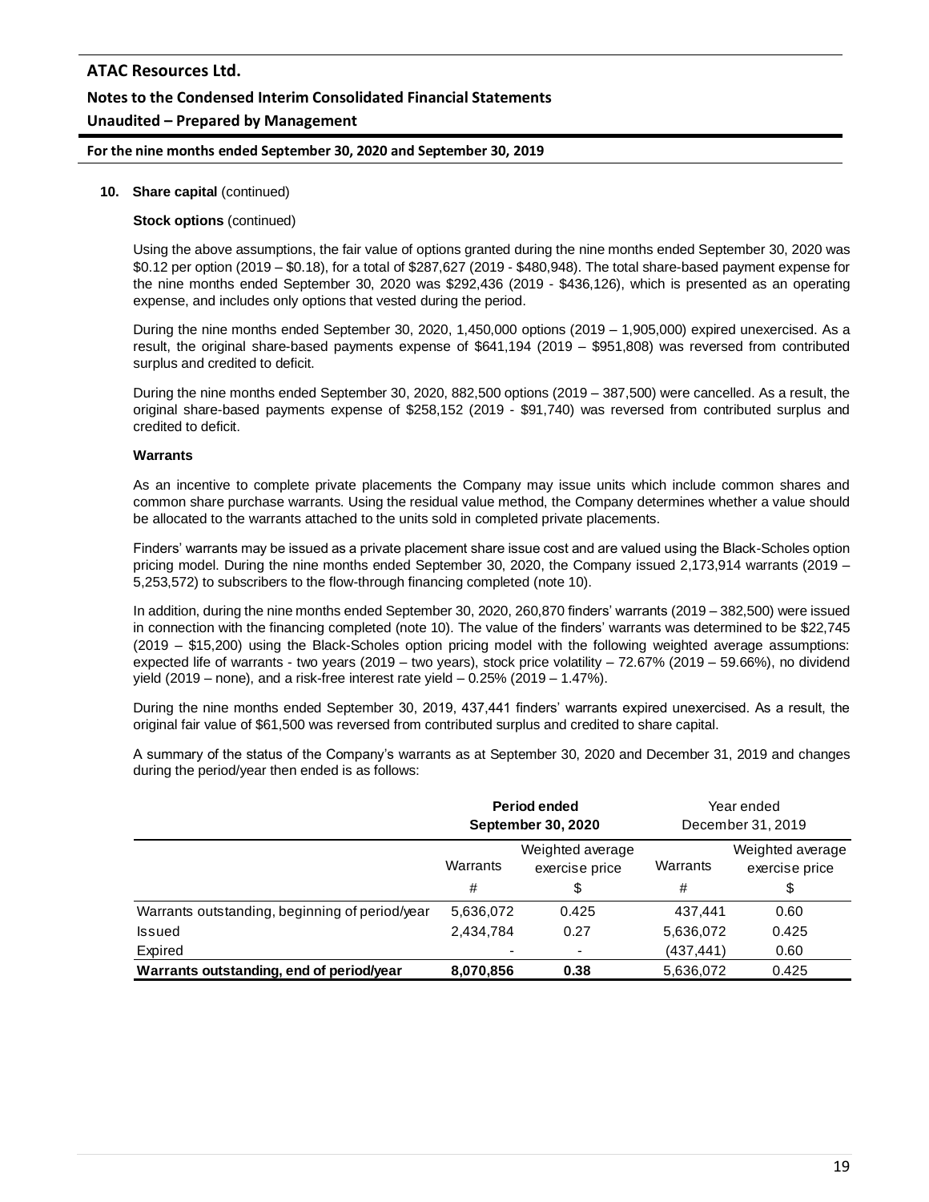**10. Share capital** (continued)

**Stock options** (continued)

Using the above assumptions, the fair value of options granted during the nine months ended September 30, 2020 was \$0.12 per option (2019 – \$0.18), for a total of \$287,627 (2019 - \$480,948). The total share-based payment expense for the nine months ended September 30, 2020 was \$292,436 (2019 - \$436,126), which is presented as an operating expense, and includes only options that vested during the period.

During the nine months ended September 30, 2020, 1,450,000 options (2019 – 1,905,000) expired unexercised. As a result, the original share-based payments expense of \$641,194 (2019 – \$951,808) was reversed from contributed surplus and credited to deficit.

During the nine months ended September 30, 2020, 882,500 options (2019 – 387,500) were cancelled. As a result, the original share-based payments expense of \$258,152 (2019 - \$91,740) was reversed from contributed surplus and credited to deficit.

**Warrants**

As an incentive to complete private placements the Company may issue units which include common shares and common share purchase warrants. Using the residual value method, the Company determines whether a value should be allocated to the warrants attached to the units sold in completed private placements.

Finders' warrants may be issued as a private placement share issue cost and are valued using the Black-Scholes option pricing model. During the nine months ended September 30, 2020, the Company issued 2,173,914 warrants (2019 – 5,253,572) to subscribers to the flow-through financing completed (note 10).

In addition, during the nine months ended September 30, 2020, 260,870 finders' warrants (2019 – 382,500) were issued in connection with the financing completed (note 10). The value of the finders' warrants was determined to be \$22,745 (2019 – \$15,200) using the Black-Scholes option pricing model with the following weighted average assumptions: expected life of warrants - two years (2019 – two years), stock price volatility – 72.67% (2019 – 59.66%), no dividend yield (2019 – none), and a risk-free interest rate yield – 0.25% (2019 – 1.47%).

During the nine months ended September 30, 2019, 437,441 finders' warrants expired unexercised. As a result, the original fair value of \$61,500 was reversed from contributed surplus and credited to share capital.

A summary of the status of the Company's warrants as at September 30, 2020 and December 31, 2019 and changes during the period/year then ended is as follows:

| | **Period ended September 30, 2020** | | Year ended December 31, 2019 | |
|---|---|---|---|---|
| | Warrants | Weighted average exercise price | Warrants | Weighted average exercise price |
| | # | \$ | # | \$ |
| Warrants outstanding, beginning of period/year | 5,636,072 | 0.425 | 437,441 | 0.60 |
| Issued | 2,434,784 | 0.27 | 5,636,072 | 0.425 |
| Expired | - | - | (437,441) | 0.60 |
| **Warrants outstanding, end of period/year** | **8,070,856** | **0.38** | 5,636,072 | 0.425 |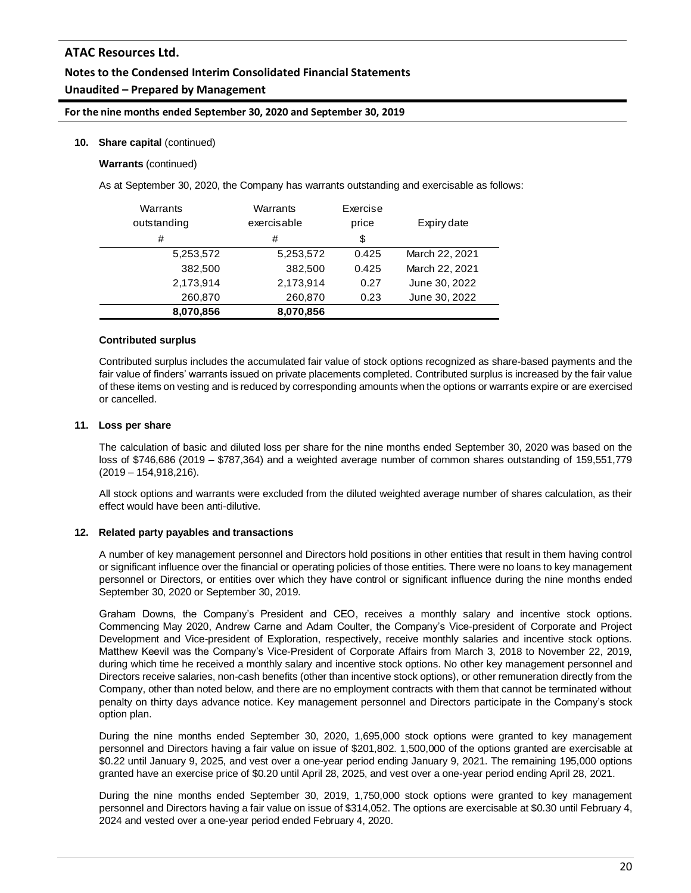**10. Share capital** (continued)

**Warrants** (continued)

As at September 30, 2020, the Company has warrants outstanding and exercisable as follows:

| Warrants outstanding | Warrants exercisable | Exercise price | Expiry date |
|---|---|---|---|
| # | # | $ | |
| 5,253,572 | 5,253,572 | 0.425 | March 22, 2021 |
| 382,500 | 382,500 | 0.425 | March 22, 2021 |
| 2,173,914 | 2,173,914 | 0.27 | June 30, 2022 |
| 260,870 | 260,870 | 0.23 | June 30, 2022 |
| **8,070,856** | **8,070,856** | | |

**Contributed surplus**

Contributed surplus includes the accumulated fair value of stock options recognized as share-based payments and the fair value of finders' warrants issued on private placements completed. Contributed surplus is increased by the fair value of these items on vesting and is reduced by corresponding amounts when the options or warrants expire or are exercised or cancelled.

**11. Loss per share**

The calculation of basic and diluted loss per share for the nine months ended September 30, 2020 was based on the loss of $746,686 (2019 – $787,364) and a weighted average number of common shares outstanding of 159,551,779 (2019 – 154,918,216).

All stock options and warrants were excluded from the diluted weighted average number of shares calculation, as their effect would have been anti-dilutive.

**12. Related party payables and transactions**

A number of key management personnel and Directors hold positions in other entities that result in them having control or significant influence over the financial or operating policies of those entities. There were no loans to key management personnel or Directors, or entities over which they have control or significant influence during the nine months ended September 30, 2020 or September 30, 2019.

Graham Downs, the Company's President and CEO, receives a monthly salary and incentive stock options. Commencing May 2020, Andrew Carne and Adam Coulter, the Company's Vice-president of Corporate and Project Development and Vice-president of Exploration, respectively, receive monthly salaries and incentive stock options. Matthew Keevil was the Company's Vice-President of Corporate Affairs from March 3, 2018 to November 22, 2019, during which time he received a monthly salary and incentive stock options. No other key management personnel and Directors receive salaries, non-cash benefits (other than incentive stock options), or other remuneration directly from the Company, other than noted below, and there are no employment contracts with them that cannot be terminated without penalty on thirty days advance notice. Key management personnel and Directors participate in the Company's stock option plan.

During the nine months ended September 30, 2020, 1,695,000 stock options were granted to key management personnel and Directors having a fair value on issue of $201,802. 1,500,000 of the options granted are exercisable at $0.22 until January 9, 2025, and vest over a one-year period ending January 9, 2021. The remaining 195,000 options granted have an exercise price of $0.20 until April 28, 2025, and vest over a one-year period ending April 28, 2021.

During the nine months ended September 30, 2019, 1,750,000 stock options were granted to key management personnel and Directors having a fair value on issue of $314,052. The options are exercisable at $0.30 until February 4, 2024 and vested over a one-year period ended February 4, 2020.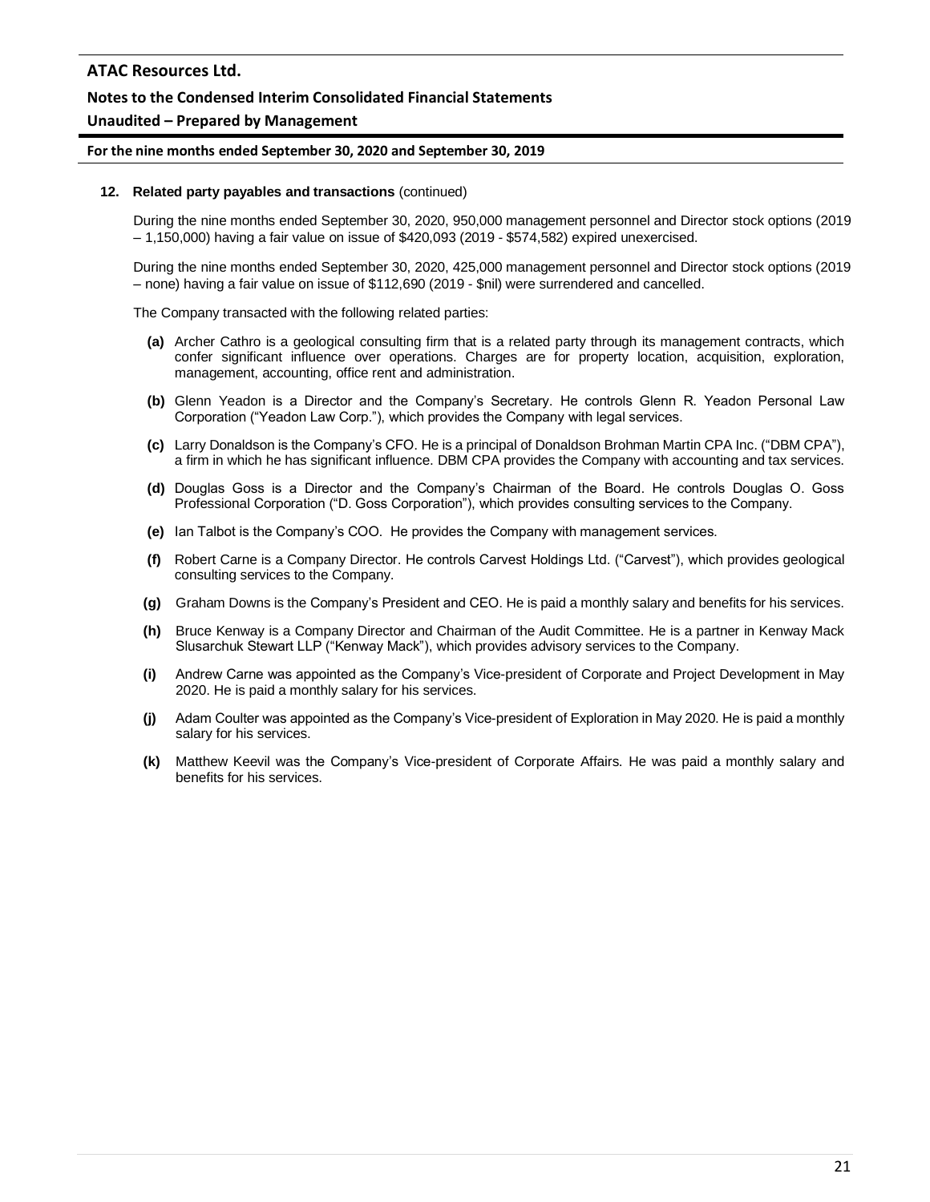**12. Related party payables and transactions** (continued)

During the nine months ended September 30, 2020, 950,000 management personnel and Director stock options (2019 – 1,150,000) having a fair value on issue of $420,093 (2019 - $574,582) expired unexercised.

During the nine months ended September 30, 2020, 425,000 management personnel and Director stock options (2019 – none) having a fair value on issue of $112,690 (2019 - $nil) were surrendered and cancelled.

The Company transacted with the following related parties:

**(a)** Archer Cathro is a geological consulting firm that is a related party through its management contracts, which confer significant influence over operations. Charges are for property location, acquisition, exploration, management, accounting, office rent and administration.

**(b)** Glenn Yeadon is a Director and the Company's Secretary. He controls Glenn R. Yeadon Personal Law Corporation ("Yeadon Law Corp."), which provides the Company with legal services.

**(c)** Larry Donaldson is the Company's CFO. He is a principal of Donaldson Brohman Martin CPA Inc. ("DBM CPA"), a firm in which he has significant influence. DBM CPA provides the Company with accounting and tax services.

**(d)** Douglas Goss is a Director and the Company's Chairman of the Board. He controls Douglas O. Goss Professional Corporation ("D. Goss Corporation"), which provides consulting services to the Company.

**(e)** Ian Talbot is the Company's COO. He provides the Company with management services.

**(f)** Robert Carne is a Company Director. He controls Carvest Holdings Ltd. ("Carvest"), which provides geological consulting services to the Company.

**(g)** Graham Downs is the Company's President and CEO. He is paid a monthly salary and benefits for his services.

**(h)** Bruce Kenway is a Company Director and Chairman of the Audit Committee. He is a partner in Kenway Mack Slusarchuk Stewart LLP ("Kenway Mack"), which provides advisory services to the Company.

**(i)** Andrew Carne was appointed as the Company's Vice-president of Corporate and Project Development in May 2020. He is paid a monthly salary for his services.

**(j)** Adam Coulter was appointed as the Company's Vice-president of Exploration in May 2020. He is paid a monthly salary for his services.

**(k)** Matthew Keevil was the Company's Vice-president of Corporate Affairs. He was paid a monthly salary and benefits for his services.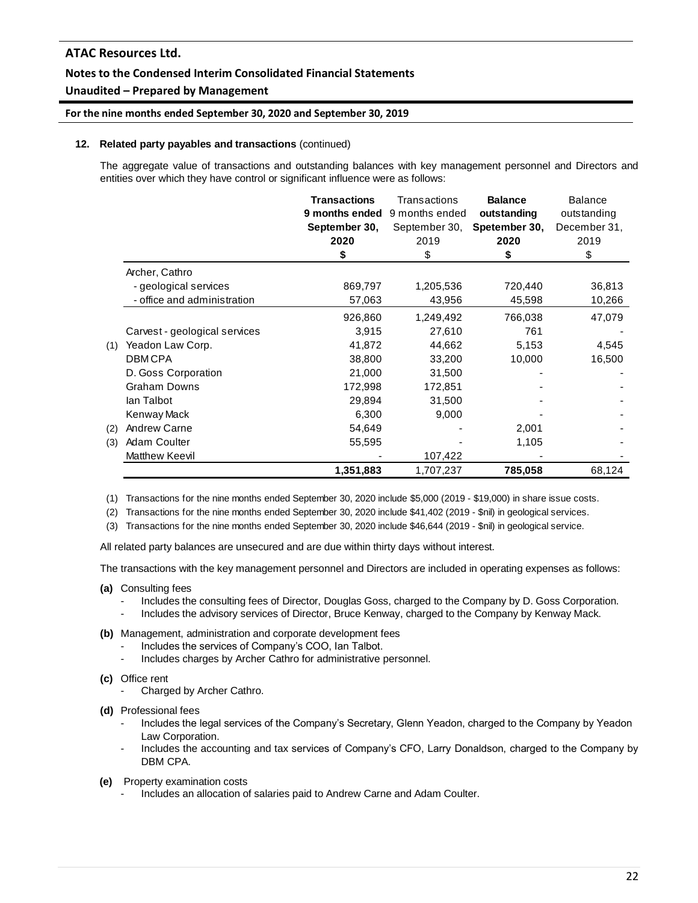## 12. Related party payables and transactions (continued)

The aggregate value of transactions and outstanding balances with key management personnel and Directors and entities over which they have control or significant influence were as follows:

| | | **Transactions 9 months ended September 30, 2020** | Transactions 9 months ended September 30, 2019 | **Balance outstanding Spetember 30, 2020** | Balance outstanding December 31, 2019 |
|---|---|---|---|---|---|
| | | **$** | $ | **$** | $ |
| | Archer, Cathro | | | | |
| | - geological services | 869,797 | 1,205,536 | 720,440 | 36,813 |
| | - office and administration | 57,063 | 43,956 | 45,598 | 10,266 |
| | | 926,860 | 1,249,492 | 766,038 | 47,079 |
| | Carvest - geological services | 3,915 | 27,610 | 761 | - |
| (1) | Yeadon Law Corp. | 41,872 | 44,662 | 5,153 | 4,545 |
| | DBM CPA | 38,800 | 33,200 | 10,000 | 16,500 |
| | D. Goss Corporation | 21,000 | 31,500 | - | - |
| | Graham Downs | 172,998 | 172,851 | - | - |
| | Ian Talbot | 29,894 | 31,500 | - | - |
| | Kenway Mack | 6,300 | 9,000 | - | - |
| (2) | Andrew Carne | 54,649 | - | 2,001 | - |
| (3) | Adam Coulter | 55,595 | - | 1,105 | - |
| | Matthew Keevil | - | 107,422 | - | - |
| | | **1,351,883** | 1,707,237 | **785,058** | 68,124 |

(1) Transactions for the nine months ended September 30, 2020 include $5,000 (2019 - $19,000) in share issue costs.

(2) Transactions for the nine months ended September 30, 2020 include $41,402 (2019 - $nil) in geological services.

(3) Transactions for the nine months ended September 30, 2020 include $46,644 (2019 - $nil) in geological service.

All related party balances are unsecured and are due within thirty days without interest.

The transactions with the key management personnel and Directors are included in operating expenses as follows:

**(a)** Consulting fees
- Includes the consulting fees of Director, Douglas Goss, charged to the Company by D. Goss Corporation.
- Includes the advisory services of Director, Bruce Kenway, charged to the Company by Kenway Mack.

**(b)** Management, administration and corporate development fees
- Includes the services of Company's COO, Ian Talbot.
- Includes charges by Archer Cathro for administrative personnel.

**(c)** Office rent
- Charged by Archer Cathro.

**(d)** Professional fees
- Includes the legal services of the Company's Secretary, Glenn Yeadon, charged to the Company by Yeadon Law Corporation.
- Includes the accounting and tax services of Company's CFO, Larry Donaldson, charged to the Company by DBM CPA.

**(e)** Property examination costs
- Includes an allocation of salaries paid to Andrew Carne and Adam Coulter.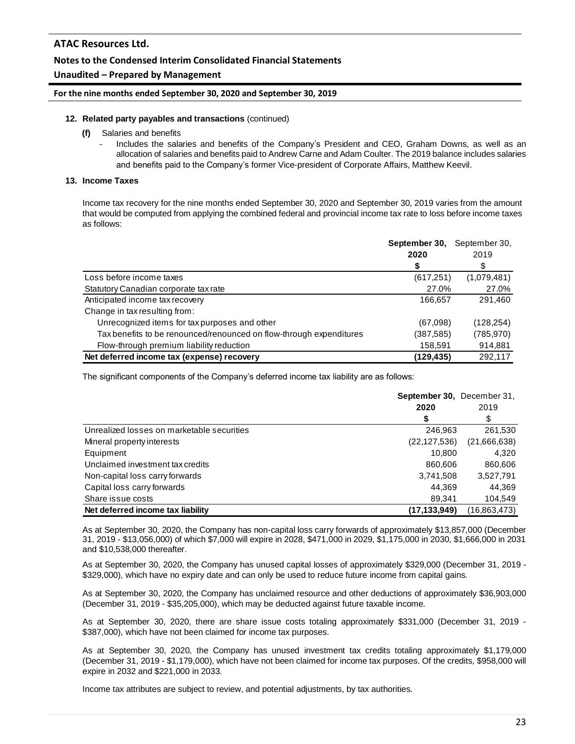**12. Related party payables and transactions** (continued)

**(f)** Salaries and benefits

- Includes the salaries and benefits of the Company's President and CEO, Graham Downs, as well as an allocation of salaries and benefits paid to Andrew Carne and Adam Coulter. The 2019 balance includes salaries and benefits paid to the Company's former Vice-president of Corporate Affairs, Matthew Keevil.

**13. Income Taxes**

Income tax recovery for the nine months ended September 30, 2020 and September 30, 2019 varies from the amount that would be computed from applying the combined federal and provincial income tax rate to loss before income taxes as follows:

| | **September 30, 2020** | September 30, 2019 |
|---|---|---|
| | **$** | $ |
| Loss before income taxes | (617,251) | (1,079,481) |
| Statutory Canadian corporate tax rate | 27.0% | 27.0% |
| Anticipated income tax recovery | 166,657 | 291,460 |
| Change in tax resulting from: | | |
| Unrecognized items for tax purposes and other | (67,098) | (128,254) |
| Tax benefits to be renounced/renounced on flow-through expenditures | (387,585) | (785,970) |
| Flow-through premium liability reduction | 158,591 | 914,881 |
| **Net deferred income tax (expense) recovery** | **(129,435)** | 292,117 |

The significant components of the Company's deferred income tax liability are as follows:

| | **September 30, 2020** | December 31, 2019 |
|---|---|---|
| | **$** | $ |
| Unrealized losses on marketable securities | 246,963 | 261,530 |
| Mineral property interests | (22,127,536) | (21,666,638) |
| Equipment | 10,800 | 4,320 |
| Unclaimed investment tax credits | 860,606 | 860,606 |
| Non-capital loss carry forwards | 3,741,508 | 3,527,791 |
| Capital loss carry forwards | 44,369 | 44,369 |
| Share issue costs | 89,341 | 104,549 |
| **Net deferred income tax liability** | **(17,133,949)** | (16,863,473) |

As at September 30, 2020, the Company has non-capital loss carry forwards of approximately $13,857,000 (December 31, 2019 - $13,056,000) of which $7,000 will expire in 2028, $471,000 in 2029, $1,175,000 in 2030, $1,666,000 in 2031 and $10,538,000 thereafter.

As at September 30, 2020, the Company has unused capital losses of approximately $329,000 (December 31, 2019 - $329,000), which have no expiry date and can only be used to reduce future income from capital gains.

As at September 30, 2020, the Company has unclaimed resource and other deductions of approximately $36,903,000 (December 31, 2019 - $35,205,000), which may be deducted against future taxable income.

As at September 30, 2020, there are share issue costs totaling approximately $331,000 (December 31, 2019 - $387,000), which have not been claimed for income tax purposes.

As at September 30, 2020, the Company has unused investment tax credits totaling approximately $1,179,000 (December 31, 2019 - $1,179,000), which have not been claimed for income tax purposes. Of the credits, $958,000 will expire in 2032 and $221,000 in 2033.

Income tax attributes are subject to review, and potential adjustments, by tax authorities.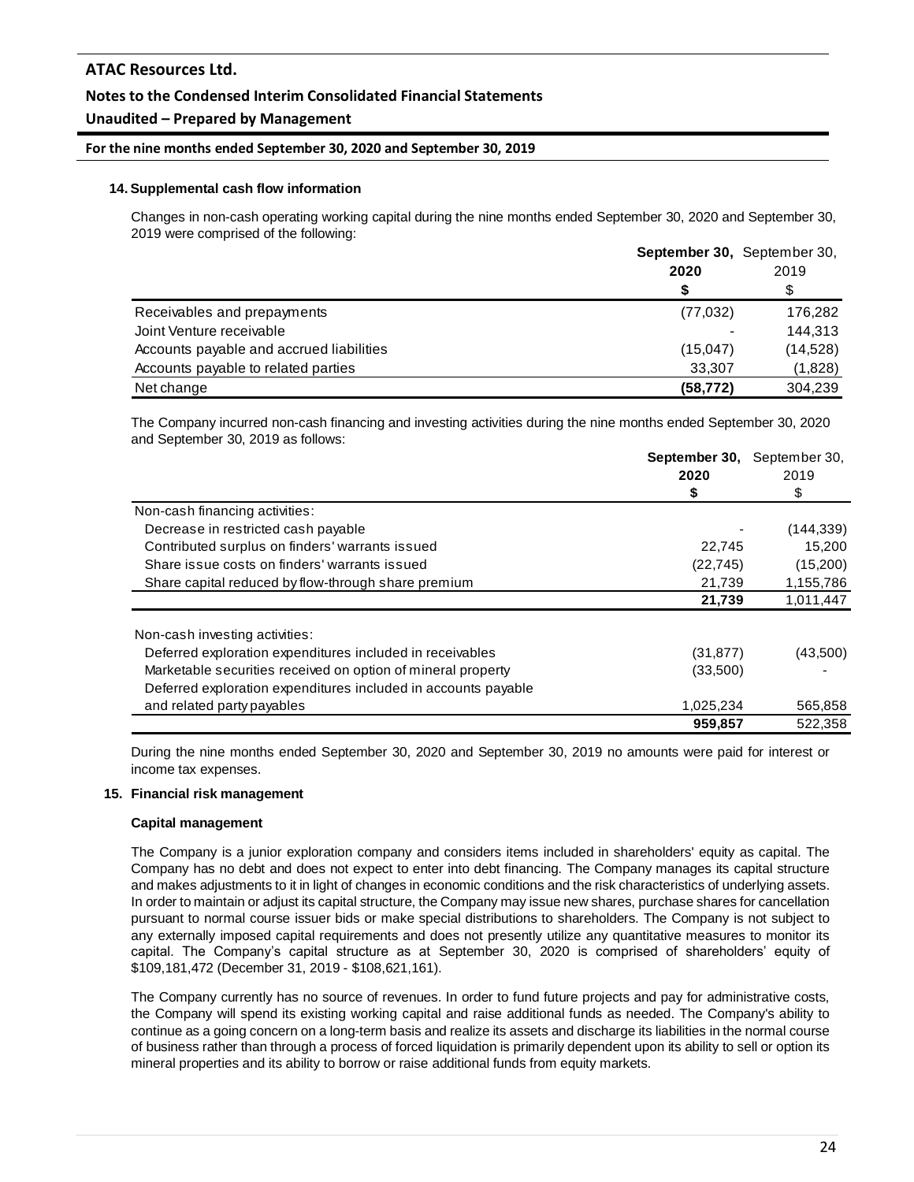### 14. Supplemental cash flow information

Changes in non-cash operating working capital during the nine months ended September 30, 2020 and September 30, 2019 were comprised of the following:

| | **September 30, 2020 $** | September 30, 2019 $ |
|---|---|---|
| Receivables and prepayments | (77,032) | 176,282 |
| Joint Venture receivable | - | 144,313 |
| Accounts payable and accrued liabilities | (15,047) | (14,528) |
| Accounts payable to related parties | 33,307 | (1,828) |
| Net change | **(58,772)** | 304,239 |

The Company incurred non-cash financing and investing activities during the nine months ended September 30, 2020 and September 30, 2019 as follows:

| | **September 30, 2020 $** | September 30, 2019 $ |
|---|---|---|
| Non-cash financing activities: | | |
| Decrease in restricted cash payable | - | (144,339) |
| Contributed surplus on finders' warrants issued | 22,745 | 15,200 |
| Share issue costs on finders' warrants issued | (22,745) | (15,200) |
| Share capital reduced by flow-through share premium | 21,739 | 1,155,786 |
| | **21,739** | 1,011,447 |
| Non-cash investing activities: | | |
| Deferred exploration expenditures included in receivables | (31,877) | (43,500) |
| Marketable securities received on option of mineral property | (33,500) | - |
| Deferred exploration expenditures included in accounts payable and related party payables | 1,025,234 | 565,858 |
| | **959,857** | 522,358 |

During the nine months ended September 30, 2020 and September 30, 2019 no amounts were paid for interest or income tax expenses.

### 15. Financial risk management

**Capital management**

The Company is a junior exploration company and considers items included in shareholders' equity as capital. The Company has no debt and does not expect to enter into debt financing. The Company manages its capital structure and makes adjustments to it in light of changes in economic conditions and the risk characteristics of underlying assets. In order to maintain or adjust its capital structure, the Company may issue new shares, purchase shares for cancellation pursuant to normal course issuer bids or make special distributions to shareholders. The Company is not subject to any externally imposed capital requirements and does not presently utilize any quantitative measures to monitor its capital. The Company's capital structure as at September 30, 2020 is comprised of shareholders' equity of $109,181,472 (December 31, 2019 - $108,621,161).

The Company currently has no source of revenues. In order to fund future projects and pay for administrative costs, the Company will spend its existing working capital and raise additional funds as needed. The Company's ability to continue as a going concern on a long-term basis and realize its assets and discharge its liabilities in the normal course of business rather than through a process of forced liquidation is primarily dependent upon its ability to sell or option its mineral properties and its ability to borrow or raise additional funds from equity markets.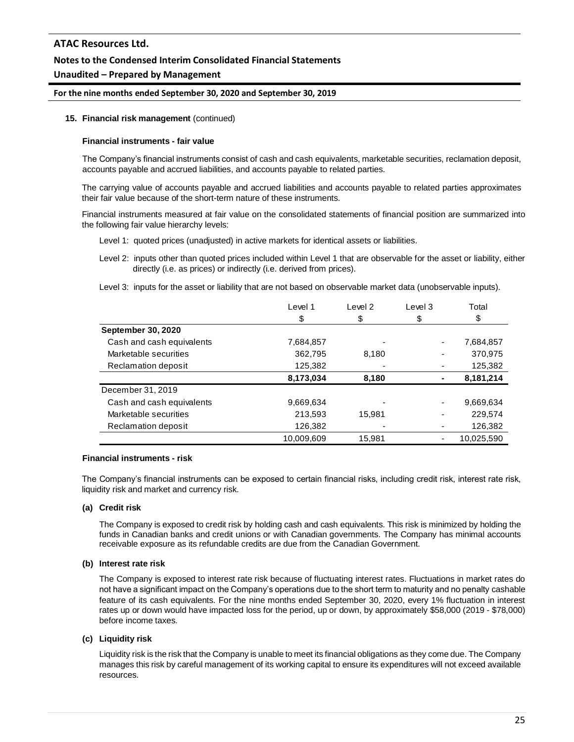**15. Financial risk management** (continued)

**Financial instruments - fair value**

The Company's financial instruments consist of cash and cash equivalents, marketable securities, reclamation deposit, accounts payable and accrued liabilities, and accounts payable to related parties.

The carrying value of accounts payable and accrued liabilities and accounts payable to related parties approximates their fair value because of the short-term nature of these instruments.

Financial instruments measured at fair value on the consolidated statements of financial position are summarized into the following fair value hierarchy levels:

Level 1: quoted prices (unadjusted) in active markets for identical assets or liabilities.

Level 2: inputs other than quoted prices included within Level 1 that are observable for the asset or liability, either directly (i.e. as prices) or indirectly (i.e. derived from prices).

Level 3: inputs for the asset or liability that are not based on observable market data (unobservable inputs).

| | Level 1 | Level 2 | Level 3 | Total |
|---|---|---|---|---|
| | $ | $ | $ | $ |
| **September 30, 2020** | | | | |
| Cash and cash equivalents | 7,684,857 | - | - | 7,684,857 |
| Marketable securities | 362,795 | 8,180 | - | 370,975 |
| Reclamation deposit | 125,382 | - | - | 125,382 |
| | **8,173,034** | **8,180** | **-** | **8,181,214** |
| December 31, 2019 | | | | |
| Cash and cash equivalents | 9,669,634 | - | - | 9,669,634 |
| Marketable securities | 213,593 | 15,981 | - | 229,574 |
| Reclamation deposit | 126,382 | - | - | 126,382 |
| | 10,009,609 | 15,981 | - | 10,025,590 |

**Financial instruments - risk**

The Company's financial instruments can be exposed to certain financial risks, including credit risk, interest rate risk, liquidity risk and market and currency risk.

**(a) Credit risk**

The Company is exposed to credit risk by holding cash and cash equivalents. This risk is minimized by holding the funds in Canadian banks and credit unions or with Canadian governments. The Company has minimal accounts receivable exposure as its refundable credits are due from the Canadian Government.

**(b) Interest rate risk**

The Company is exposed to interest rate risk because of fluctuating interest rates. Fluctuations in market rates do not have a significant impact on the Company's operations due to the short term to maturity and no penalty cashable feature of its cash equivalents. For the nine months ended September 30, 2020, every 1% fluctuation in interest rates up or down would have impacted loss for the period, up or down, by approximately $58,000 (2019 - $78,000) before income taxes.

**(c) Liquidity risk**

Liquidity risk is the risk that the Company is unable to meet its financial obligations as they come due. The Company manages this risk by careful management of its working capital to ensure its expenditures will not exceed available resources.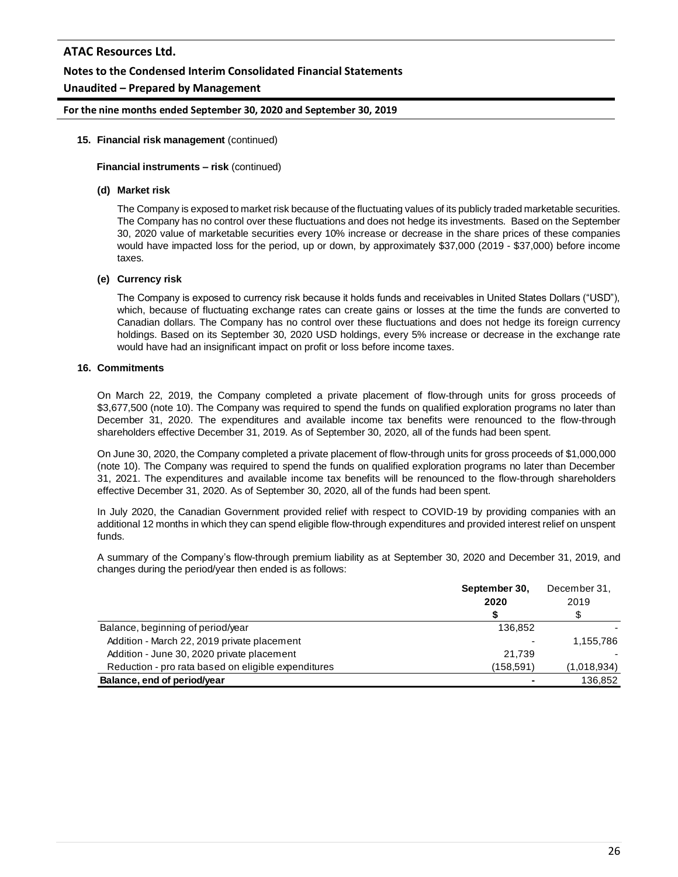**15. Financial risk management** (continued)

**Financial instruments – risk** (continued)

**(d) Market risk**

The Company is exposed to market risk because of the fluctuating values of its publicly traded marketable securities. The Company has no control over these fluctuations and does not hedge its investments. Based on the September 30, 2020 value of marketable securities every 10% increase or decrease in the share prices of these companies would have impacted loss for the period, up or down, by approximately $37,000 (2019 - $37,000) before income taxes.

**(e) Currency risk**

The Company is exposed to currency risk because it holds funds and receivables in United States Dollars ("USD"), which, because of fluctuating exchange rates can create gains or losses at the time the funds are converted to Canadian dollars. The Company has no control over these fluctuations and does not hedge its foreign currency holdings. Based on its September 30, 2020 USD holdings, every 5% increase or decrease in the exchange rate would have had an insignificant impact on profit or loss before income taxes.

**16. Commitments**

On March 22, 2019, the Company completed a private placement of flow-through units for gross proceeds of $3,677,500 (note 10). The Company was required to spend the funds on qualified exploration programs no later than December 31, 2020. The expenditures and available income tax benefits were renounced to the flow-through shareholders effective December 31, 2019. As of September 30, 2020, all of the funds had been spent.

On June 30, 2020, the Company completed a private placement of flow-through units for gross proceeds of $1,000,000 (note 10). The Company was required to spend the funds on qualified exploration programs no later than December 31, 2021. The expenditures and available income tax benefits will be renounced to the flow-through shareholders effective December 31, 2020. As of September 30, 2020, all of the funds had been spent.

In July 2020, the Canadian Government provided relief with respect to COVID-19 by providing companies with an additional 12 months in which they can spend eligible flow-through expenditures and provided interest relief on unspent funds.

A summary of the Company's flow-through premium liability as at September 30, 2020 and December 31, 2019, and changes during the period/year then ended is as follows:

| | **September 30, 2020** | December 31, 2019 |
|---|---|---|
| | **$** | $ |
| Balance, beginning of period/year | 136,852 | - |
| Addition - March 22, 2019 private placement | - | 1,155,786 |
| Addition - June 30, 2020 private placement | 21,739 | - |
| Reduction - pro rata based on eligible expenditures | (158,591) | (1,018,934) |
| **Balance, end of period/year** | **-** | 136,852 |